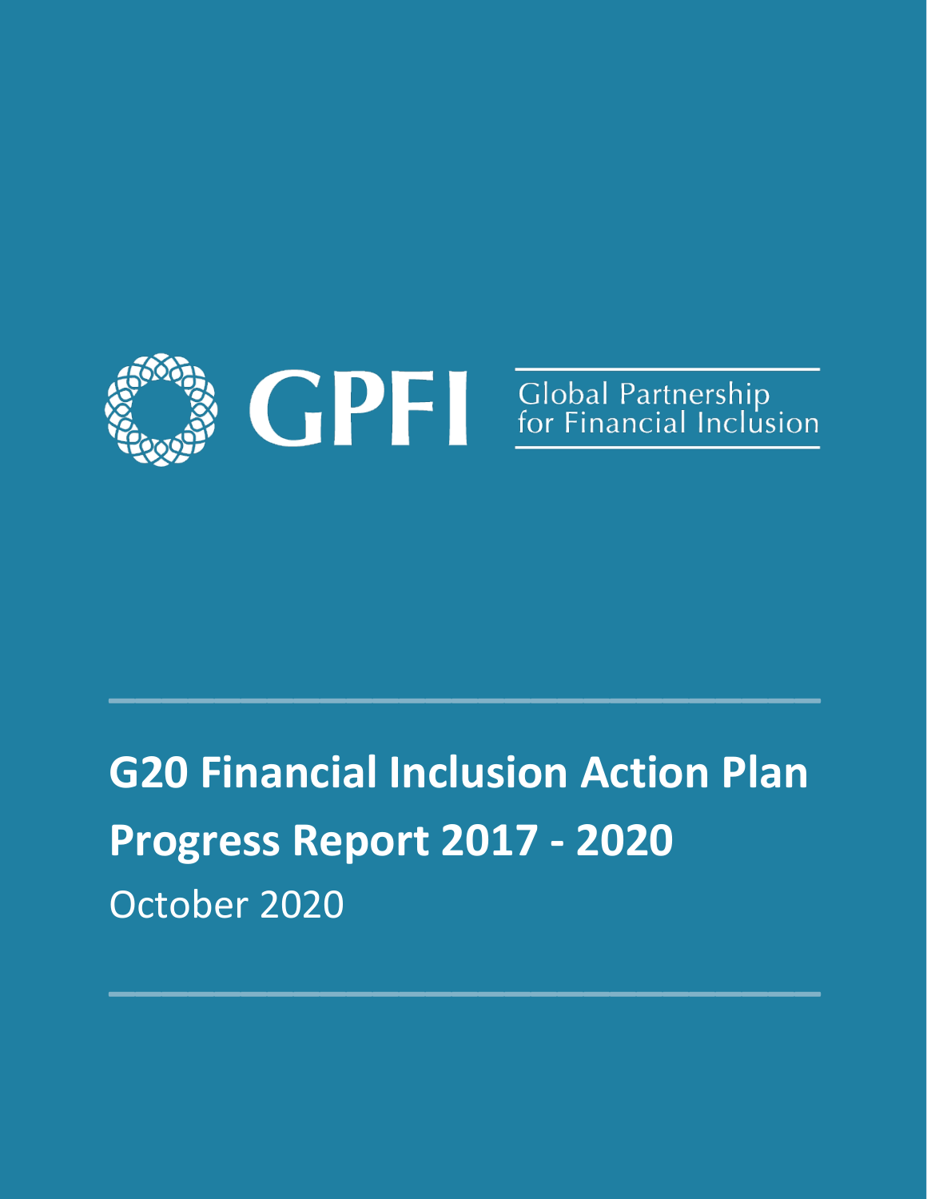GPFI

Global Partnership for Financial Inclusion

# G20 Financial Inclusion Action Plan Progress Report 2017 - 2020

October 2020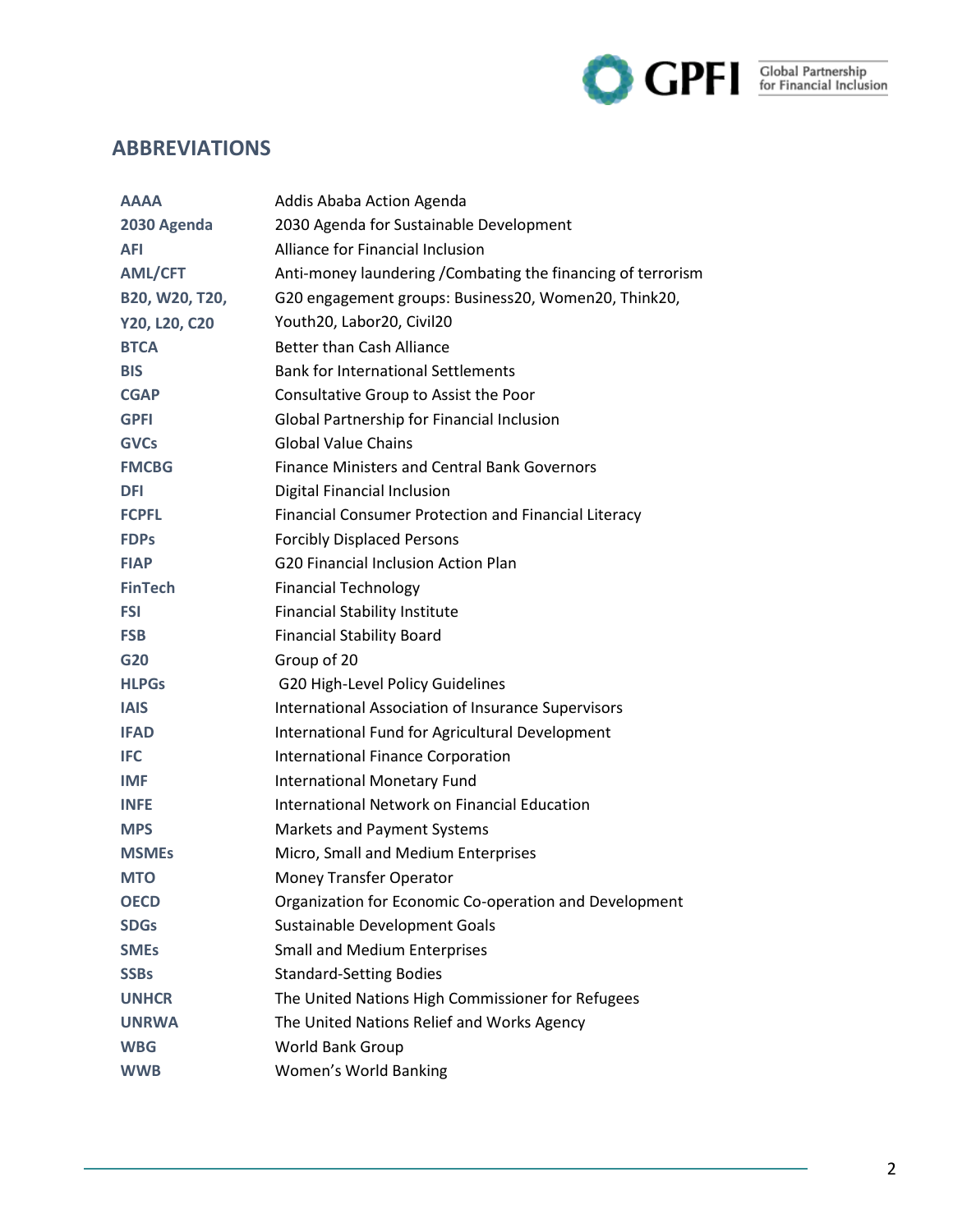## ABBREVIATIONS

| | |
|---|---|
| **AAAA** | Addis Ababa Action Agenda |
| **2030 Agenda** | 2030 Agenda for Sustainable Development |
| **AFI** | Alliance for Financial Inclusion |
| **AML/CFT** | Anti-money laundering /Combating the financing of terrorism |
| **B20, W20, T20, Y20, L20, C20** | G20 engagement groups: Business20, Women20, Think20, Youth20, Labor20, Civil20 |
| **BTCA** | Better than Cash Alliance |
| **BIS** | Bank for International Settlements |
| **CGAP** | Consultative Group to Assist the Poor |
| **GPFI** | Global Partnership for Financial Inclusion |
| **GVCs** | Global Value Chains |
| **FMCBG** | Finance Ministers and Central Bank Governors |
| **DFI** | Digital Financial Inclusion |
| **FCPFL** | Financial Consumer Protection and Financial Literacy |
| **FDPs** | Forcibly Displaced Persons |
| **FIAP** | G20 Financial Inclusion Action Plan |
| **FinTech** | Financial Technology |
| **FSI** | Financial Stability Institute |
| **FSB** | Financial Stability Board |
| **G20** | Group of 20 |
| **HLPGs** | G20 High-Level Policy Guidelines |
| **IAIS** | International Association of Insurance Supervisors |
| **IFAD** | International Fund for Agricultural Development |
| **IFC** | International Finance Corporation |
| **IMF** | International Monetary Fund |
| **INFE** | International Network on Financial Education |
| **MPS** | Markets and Payment Systems |
| **MSMEs** | Micro, Small and Medium Enterprises |
| **MTO** | Money Transfer Operator |
| **OECD** | Organization for Economic Co-operation and Development |
| **SDGs** | Sustainable Development Goals |
| **SMEs** | Small and Medium Enterprises |
| **SSBs** | Standard-Setting Bodies |
| **UNHCR** | The United Nations High Commissioner for Refugees |
| **UNRWA** | The United Nations Relief and Works Agency |
| **WBG** | World Bank Group |
| **WWB** | Women's World Banking |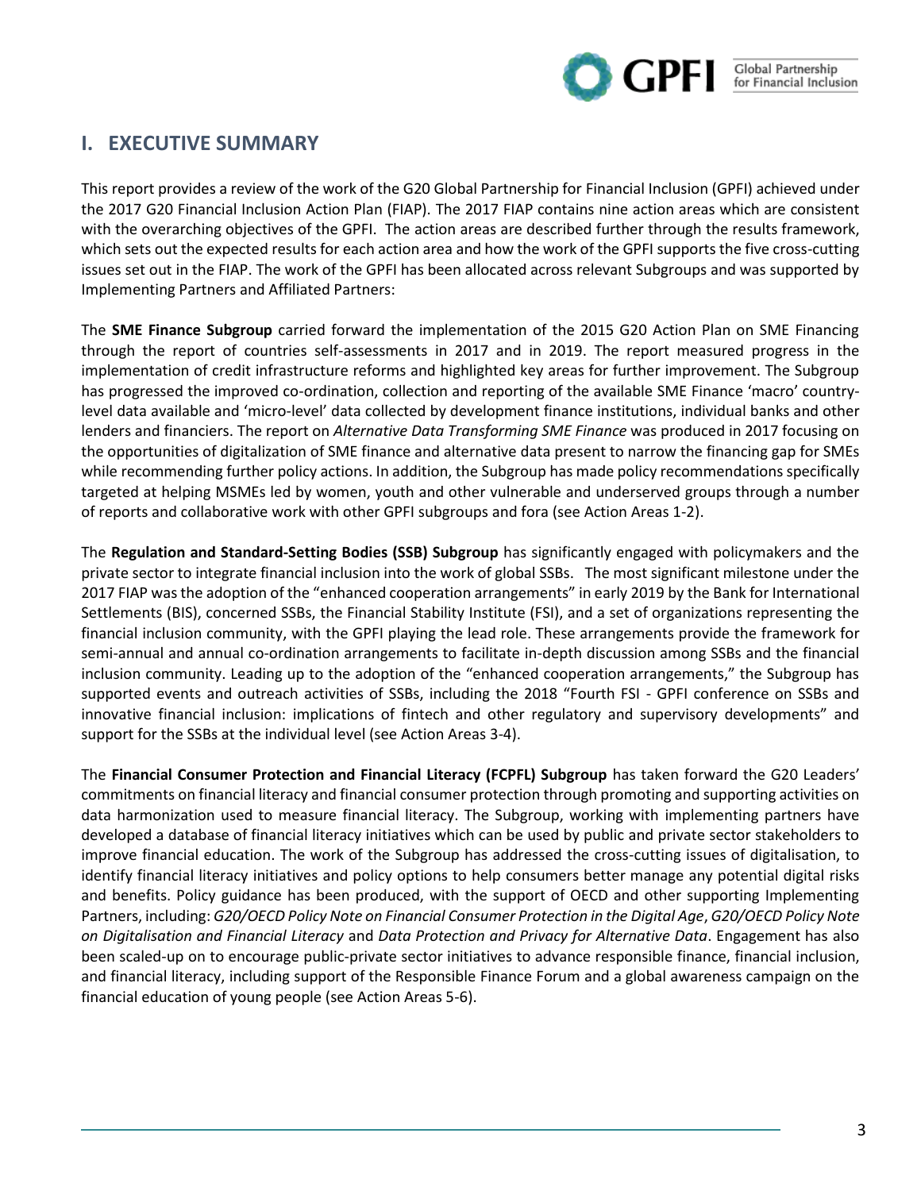## I. EXECUTIVE SUMMARY

This report provides a review of the work of the G20 Global Partnership for Financial Inclusion (GPFI) achieved under the 2017 G20 Financial Inclusion Action Plan (FIAP). The 2017 FIAP contains nine action areas which are consistent with the overarching objectives of the GPFI. The action areas are described further through the results framework, which sets out the expected results for each action area and how the work of the GPFI supports the five cross-cutting issues set out in the FIAP. The work of the GPFI has been allocated across relevant Subgroups and was supported by Implementing Partners and Affiliated Partners:

The **SME Finance Subgroup** carried forward the implementation of the 2015 G20 Action Plan on SME Financing through the report of countries self-assessments in 2017 and in 2019. The report measured progress in the implementation of credit infrastructure reforms and highlighted key areas for further improvement. The Subgroup has progressed the improved co-ordination, collection and reporting of the available SME Finance 'macro' country-level data available and 'micro-level' data collected by development finance institutions, individual banks and other lenders and financiers. The report on *Alternative Data Transforming SME Finance* was produced in 2017 focusing on the opportunities of digitalization of SME finance and alternative data present to narrow the financing gap for SMEs while recommending further policy actions. In addition, the Subgroup has made policy recommendations specifically targeted at helping MSMEs led by women, youth and other vulnerable and underserved groups through a number of reports and collaborative work with other GPFI subgroups and fora (see Action Areas 1-2).

The **Regulation and Standard-Setting Bodies (SSB) Subgroup** has significantly engaged with policymakers and the private sector to integrate financial inclusion into the work of global SSBs. The most significant milestone under the 2017 FIAP was the adoption of the "enhanced cooperation arrangements" in early 2019 by the Bank for International Settlements (BIS), concerned SSBs, the Financial Stability Institute (FSI), and a set of organizations representing the financial inclusion community, with the GPFI playing the lead role. These arrangements provide the framework for semi-annual and annual co-ordination arrangements to facilitate in-depth discussion among SSBs and the financial inclusion community. Leading up to the adoption of the "enhanced cooperation arrangements," the Subgroup has supported events and outreach activities of SSBs, including the 2018 "Fourth FSI - GPFI conference on SSBs and innovative financial inclusion: implications of fintech and other regulatory and supervisory developments" and support for the SSBs at the individual level (see Action Areas 3-4).

The **Financial Consumer Protection and Financial Literacy (FCPFL) Subgroup** has taken forward the G20 Leaders' commitments on financial literacy and financial consumer protection through promoting and supporting activities on data harmonization used to measure financial literacy. The Subgroup, working with implementing partners have developed a database of financial literacy initiatives which can be used by public and private sector stakeholders to improve financial education. The work of the Subgroup has addressed the cross-cutting issues of digitalisation, to identify financial literacy initiatives and policy options to help consumers better manage any potential digital risks and benefits. Policy guidance has been produced, with the support of OECD and other supporting Implementing Partners, including: *G20/OECD Policy Note on Financial Consumer Protection in the Digital Age*, *G20/OECD Policy Note on Digitalisation and Financial Literacy* and *Data Protection and Privacy for Alternative Data*. Engagement has also been scaled-up on to encourage public-private sector initiatives to advance responsible finance, financial inclusion, and financial literacy, including support of the Responsible Finance Forum and a global awareness campaign on the financial education of young people (see Action Areas 5-6).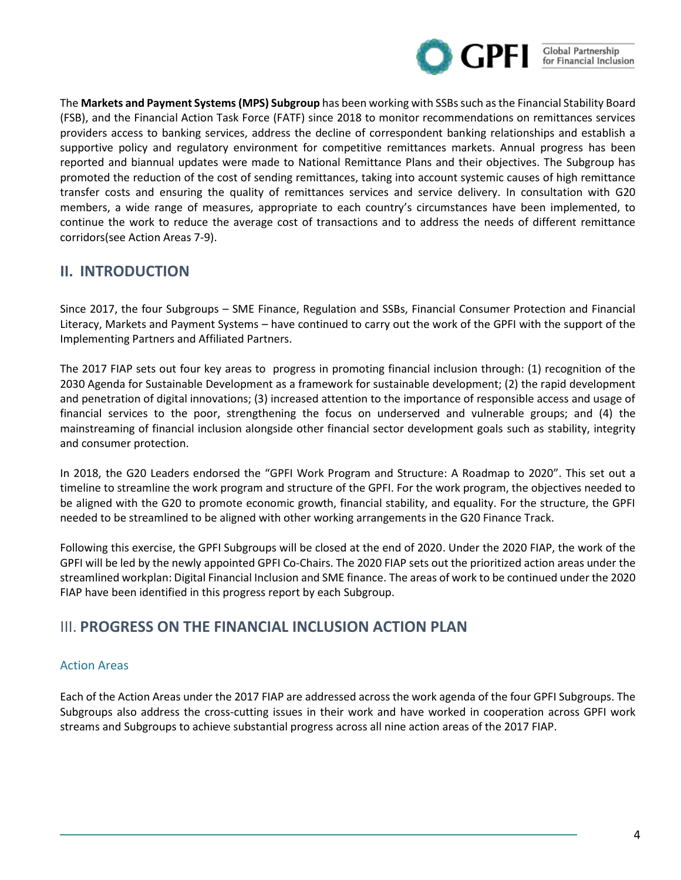The **Markets and Payment Systems (MPS) Subgroup** has been working with SSBs such as the Financial Stability Board (FSB), and the Financial Action Task Force (FATF) since 2018 to monitor recommendations on remittances services providers access to banking services, address the decline of correspondent banking relationships and establish a supportive policy and regulatory environment for competitive remittances markets. Annual progress has been reported and biannual updates were made to National Remittance Plans and their objectives. The Subgroup has promoted the reduction of the cost of sending remittances, taking into account systemic causes of high remittance transfer costs and ensuring the quality of remittances services and service delivery. In consultation with G20 members, a wide range of measures, appropriate to each country's circumstances have been implemented, to continue the work to reduce the average cost of transactions and to address the needs of different remittance corridors(see Action Areas 7-9).

## II. INTRODUCTION

Since 2017, the four Subgroups – SME Finance, Regulation and SSBs, Financial Consumer Protection and Financial Literacy, Markets and Payment Systems – have continued to carry out the work of the GPFI with the support of the Implementing Partners and Affiliated Partners.

The 2017 FIAP sets out four key areas to progress in promoting financial inclusion through: (1) recognition of the 2030 Agenda for Sustainable Development as a framework for sustainable development; (2) the rapid development and penetration of digital innovations; (3) increased attention to the importance of responsible access and usage of financial services to the poor, strengthening the focus on underserved and vulnerable groups; and (4) the mainstreaming of financial inclusion alongside other financial sector development goals such as stability, integrity and consumer protection.

In 2018, the G20 Leaders endorsed the "GPFI Work Program and Structure: A Roadmap to 2020". This set out a timeline to streamline the work program and structure of the GPFI. For the work program, the objectives needed to be aligned with the G20 to promote economic growth, financial stability, and equality. For the structure, the GPFI needed to be streamlined to be aligned with other working arrangements in the G20 Finance Track.

Following this exercise, the GPFI Subgroups will be closed at the end of 2020. Under the 2020 FIAP, the work of the GPFI will be led by the newly appointed GPFI Co-Chairs. The 2020 FIAP sets out the prioritized action areas under the streamlined workplan: Digital Financial Inclusion and SME finance. The areas of work to be continued under the 2020 FIAP have been identified in this progress report by each Subgroup.

## III. PROGRESS ON THE FINANCIAL INCLUSION ACTION PLAN

### Action Areas

Each of the Action Areas under the 2017 FIAP are addressed across the work agenda of the four GPFI Subgroups. The Subgroups also address the cross-cutting issues in their work and have worked in cooperation across GPFI work streams and Subgroups to achieve substantial progress across all nine action areas of the 2017 FIAP.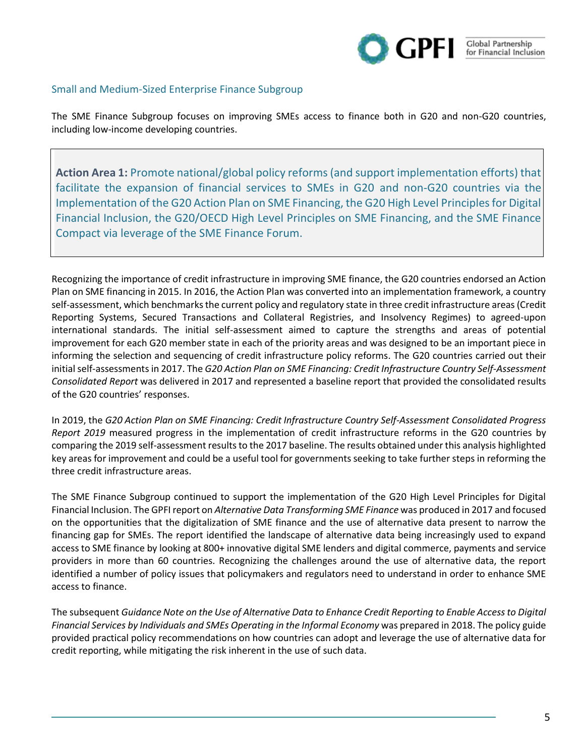## Small and Medium-Sized Enterprise Finance Subgroup

The SME Finance Subgroup focuses on improving SMEs access to finance both in G20 and non-G20 countries, including low-income developing countries.

> **Action Area 1:** Promote national/global policy reforms (and support implementation efforts) that facilitate the expansion of financial services to SMEs in G20 and non-G20 countries via the Implementation of the G20 Action Plan on SME Financing, the G20 High Level Principles for Digital Financial Inclusion, the G20/OECD High Level Principles on SME Financing, and the SME Finance Compact via leverage of the SME Finance Forum.

Recognizing the importance of credit infrastructure in improving SME finance, the G20 countries endorsed an Action Plan on SME financing in 2015. In 2016, the Action Plan was converted into an implementation framework, a country self-assessment, which benchmarks the current policy and regulatory state in three credit infrastructure areas (Credit Reporting Systems, Secured Transactions and Collateral Registries, and Insolvency Regimes) to agreed-upon international standards. The initial self-assessment aimed to capture the strengths and areas of potential improvement for each G20 member state in each of the priority areas and was designed to be an important piece in informing the selection and sequencing of credit infrastructure policy reforms. The G20 countries carried out their initial self-assessments in 2017. The *G20 Action Plan on SME Financing: Credit Infrastructure Country Self-Assessment Consolidated Report* was delivered in 2017 and represented a baseline report that provided the consolidated results of the G20 countries' responses.

In 2019, the *G20 Action Plan on SME Financing: Credit Infrastructure Country Self-Assessment Consolidated Progress Report 2019* measured progress in the implementation of credit infrastructure reforms in the G20 countries by comparing the 2019 self-assessment results to the 2017 baseline. The results obtained under this analysis highlighted key areas for improvement and could be a useful tool for governments seeking to take further steps in reforming the three credit infrastructure areas.

The SME Finance Subgroup continued to support the implementation of the G20 High Level Principles for Digital Financial Inclusion. The GPFI report on *Alternative Data Transforming SME Finance* was produced in 2017 and focused on the opportunities that the digitalization of SME finance and the use of alternative data present to narrow the financing gap for SMEs. The report identified the landscape of alternative data being increasingly used to expand access to SME finance by looking at 800+ innovative digital SME lenders and digital commerce, payments and service providers in more than 60 countries. Recognizing the challenges around the use of alternative data, the report identified a number of policy issues that policymakers and regulators need to understand in order to enhance SME access to finance.

The subsequent *Guidance Note on the Use of Alternative Data to Enhance Credit Reporting to Enable Access to Digital Financial Services by Individuals and SMEs Operating in the Informal Economy* was prepared in 2018. The policy guide provided practical policy recommendations on how countries can adopt and leverage the use of alternative data for credit reporting, while mitigating the risk inherent in the use of such data.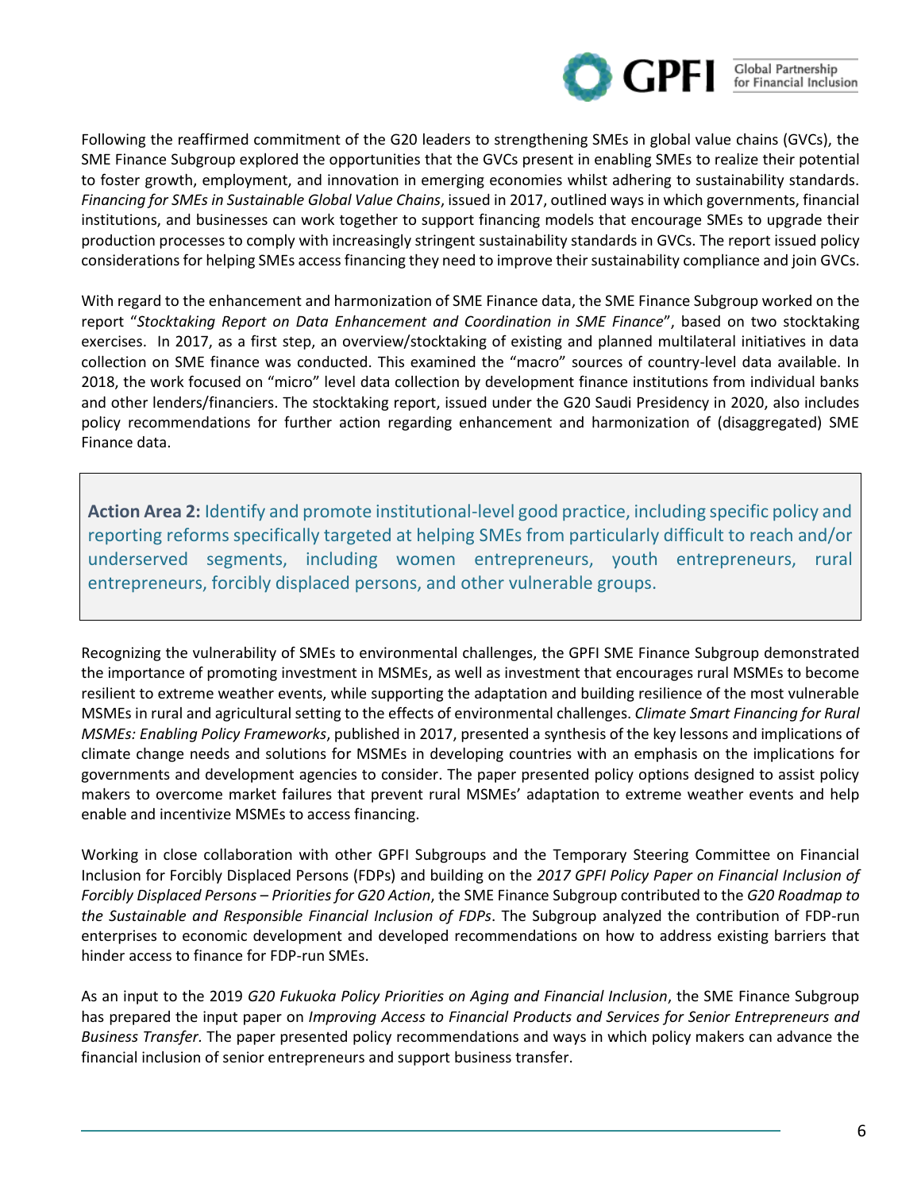Following the reaffirmed commitment of the G20 leaders to strengthening SMEs in global value chains (GVCs), the SME Finance Subgroup explored the opportunities that the GVCs present in enabling SMEs to realize their potential to foster growth, employment, and innovation in emerging economies whilst adhering to sustainability standards. *Financing for SMEs in Sustainable Global Value Chains*, issued in 2017, outlined ways in which governments, financial institutions, and businesses can work together to support financing models that encourage SMEs to upgrade their production processes to comply with increasingly stringent sustainability standards in GVCs. The report issued policy considerations for helping SMEs access financing they need to improve their sustainability compliance and join GVCs.

With regard to the enhancement and harmonization of SME Finance data, the SME Finance Subgroup worked on the report "*Stocktaking Report on Data Enhancement and Coordination in SME Finance*", based on two stocktaking exercises. In 2017, as a first step, an overview/stocktaking of existing and planned multilateral initiatives in data collection on SME finance was conducted. This examined the "macro" sources of country-level data available. In 2018, the work focused on "micro" level data collection by development finance institutions from individual banks and other lenders/financiers. The stocktaking report, issued under the G20 Saudi Presidency in 2020, also includes policy recommendations for further action regarding enhancement and harmonization of (disaggregated) SME Finance data.

> **Action Area 2:** Identify and promote institutional-level good practice, including specific policy and reporting reforms specifically targeted at helping SMEs from particularly difficult to reach and/or underserved segments, including women entrepreneurs, youth entrepreneurs, rural entrepreneurs, forcibly displaced persons, and other vulnerable groups.

Recognizing the vulnerability of SMEs to environmental challenges, the GPFI SME Finance Subgroup demonstrated the importance of promoting investment in MSMEs, as well as investment that encourages rural MSMEs to become resilient to extreme weather events, while supporting the adaptation and building resilience of the most vulnerable MSMEs in rural and agricultural setting to the effects of environmental challenges. *Climate Smart Financing for Rural MSMEs: Enabling Policy Frameworks*, published in 2017, presented a synthesis of the key lessons and implications of climate change needs and solutions for MSMEs in developing countries with an emphasis on the implications for governments and development agencies to consider. The paper presented policy options designed to assist policy makers to overcome market failures that prevent rural MSMEs' adaptation to extreme weather events and help enable and incentivize MSMEs to access financing.

Working in close collaboration with other GPFI Subgroups and the Temporary Steering Committee on Financial Inclusion for Forcibly Displaced Persons (FDPs) and building on the *2017 GPFI Policy Paper on Financial Inclusion of Forcibly Displaced Persons – Priorities for G20 Action*, the SME Finance Subgroup contributed to the *G20 Roadmap to the Sustainable and Responsible Financial Inclusion of FDPs*. The Subgroup analyzed the contribution of FDP-run enterprises to economic development and developed recommendations on how to address existing barriers that hinder access to finance for FDP-run SMEs.

As an input to the 2019 *G20 Fukuoka Policy Priorities on Aging and Financial Inclusion*, the SME Finance Subgroup has prepared the input paper on *Improving Access to Financial Products and Services for Senior Entrepreneurs and Business Transfer*. The paper presented policy recommendations and ways in which policy makers can advance the financial inclusion of senior entrepreneurs and support business transfer.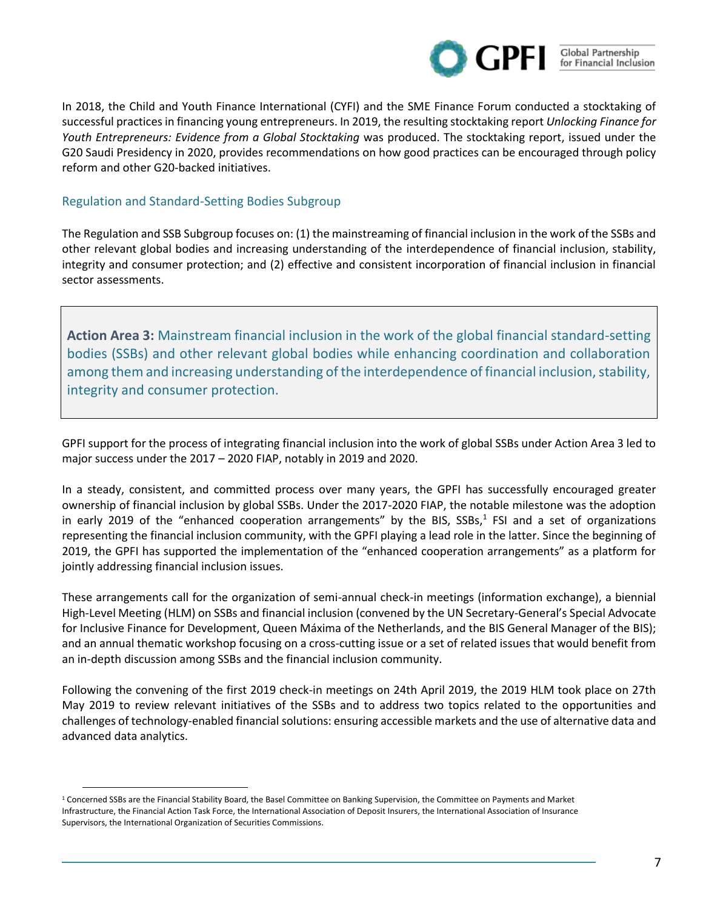In 2018, the Child and Youth Finance International (CYFI) and the SME Finance Forum conducted a stocktaking of successful practices in financing young entrepreneurs. In 2019, the resulting stocktaking report *Unlocking Finance for Youth Entrepreneurs: Evidence from a Global Stocktaking* was produced. The stocktaking report, issued under the G20 Saudi Presidency in 2020, provides recommendations on how good practices can be encouraged through policy reform and other G20-backed initiatives.

### Regulation and Standard-Setting Bodies Subgroup

The Regulation and SSB Subgroup focuses on: (1) the mainstreaming of financial inclusion in the work of the SSBs and other relevant global bodies and increasing understanding of the interdependence of financial inclusion, stability, integrity and consumer protection; and (2) effective and consistent incorporation of financial inclusion in financial sector assessments.

> **Action Area 3:** Mainstream financial inclusion in the work of the global financial standard-setting bodies (SSBs) and other relevant global bodies while enhancing coordination and collaboration among them and increasing understanding of the interdependence of financial inclusion, stability, integrity and consumer protection.

GPFI support for the process of integrating financial inclusion into the work of global SSBs under Action Area 3 led to major success under the 2017 – 2020 FIAP, notably in 2019 and 2020.

In a steady, consistent, and committed process over many years, the GPFI has successfully encouraged greater ownership of financial inclusion by global SSBs. Under the 2017-2020 FIAP, the notable milestone was the adoption in early 2019 of the "enhanced cooperation arrangements" by the BIS, SSBs,[1] FSI and a set of organizations representing the financial inclusion community, with the GPFI playing a lead role in the latter. Since the beginning of 2019, the GPFI has supported the implementation of the "enhanced cooperation arrangements" as a platform for jointly addressing financial inclusion issues.

These arrangements call for the organization of semi-annual check-in meetings (information exchange), a biennial High-Level Meeting (HLM) on SSBs and financial inclusion (convened by the UN Secretary-General's Special Advocate for Inclusive Finance for Development, Queen Máxima of the Netherlands, and the BIS General Manager of the BIS); and an annual thematic workshop focusing on a cross-cutting issue or a set of related issues that would benefit from an in-depth discussion among SSBs and the financial inclusion community.

Following the convening of the first 2019 check-in meetings on 24th April 2019, the 2019 HLM took place on 27th May 2019 to review relevant initiatives of the SSBs and to address two topics related to the opportunities and challenges of technology-enabled financial solutions: ensuring accessible markets and the use of alternative data and advanced data analytics.

---

[1] Concerned SSBs are the Financial Stability Board, the Basel Committee on Banking Supervision, the Committee on Payments and Market Infrastructure, the Financial Action Task Force, the International Association of Deposit Insurers, the International Association of Insurance Supervisors, the International Organization of Securities Commissions.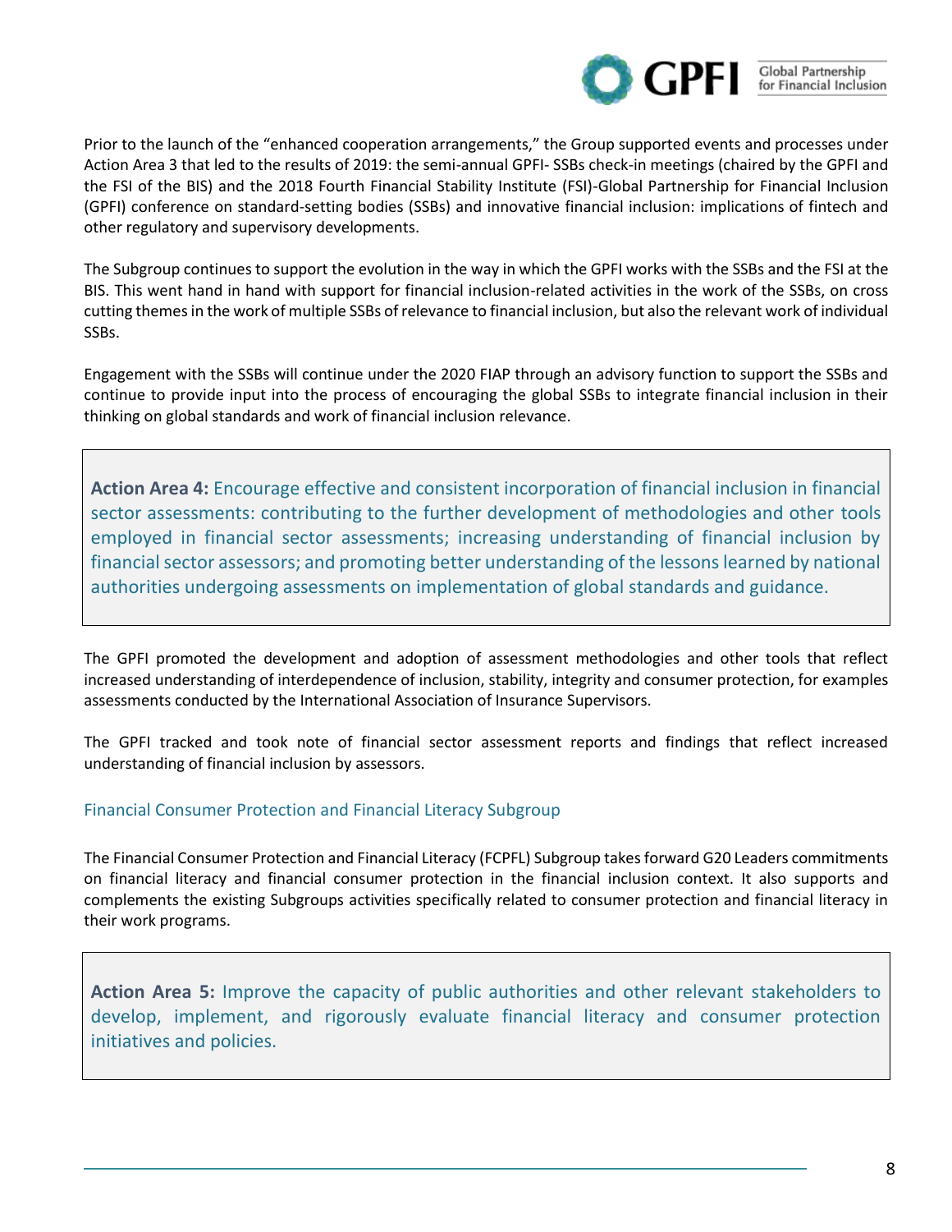Prior to the launch of the "enhanced cooperation arrangements," the Group supported events and processes under Action Area 3 that led to the results of 2019: the semi-annual GPFI- SSBs check-in meetings (chaired by the GPFI and the FSI of the BIS) and the 2018 Fourth Financial Stability Institute (FSI)-Global Partnership for Financial Inclusion (GPFI) conference on standard-setting bodies (SSBs) and innovative financial inclusion: implications of fintech and other regulatory and supervisory developments.

The Subgroup continues to support the evolution in the way in which the GPFI works with the SSBs and the FSI at the BIS. This went hand in hand with support for financial inclusion-related activities in the work of the SSBs, on cross cutting themes in the work of multiple SSBs of relevance to financial inclusion, but also the relevant work of individual SSBs.

Engagement with the SSBs will continue under the 2020 FIAP through an advisory function to support the SSBs and continue to provide input into the process of encouraging the global SSBs to integrate financial inclusion in their thinking on global standards and work of financial inclusion relevance.

> **Action Area 4:** Encourage effective and consistent incorporation of financial inclusion in financial sector assessments: contributing to the further development of methodologies and other tools employed in financial sector assessments; increasing understanding of financial inclusion by financial sector assessors; and promoting better understanding of the lessons learned by national authorities undergoing assessments on implementation of global standards and guidance.

The GPFI promoted the development and adoption of assessment methodologies and other tools that reflect increased understanding of interdependence of inclusion, stability, integrity and consumer protection, for examples assessments conducted by the International Association of Insurance Supervisors.

The GPFI tracked and took note of financial sector assessment reports and findings that reflect increased understanding of financial inclusion by assessors.

### Financial Consumer Protection and Financial Literacy Subgroup

The Financial Consumer Protection and Financial Literacy (FCPFL) Subgroup takes forward G20 Leaders commitments on financial literacy and financial consumer protection in the financial inclusion context. It also supports and complements the existing Subgroups activities specifically related to consumer protection and financial literacy in their work programs.

> **Action Area 5:** Improve the capacity of public authorities and other relevant stakeholders to develop, implement, and rigorously evaluate financial literacy and consumer protection initiatives and policies.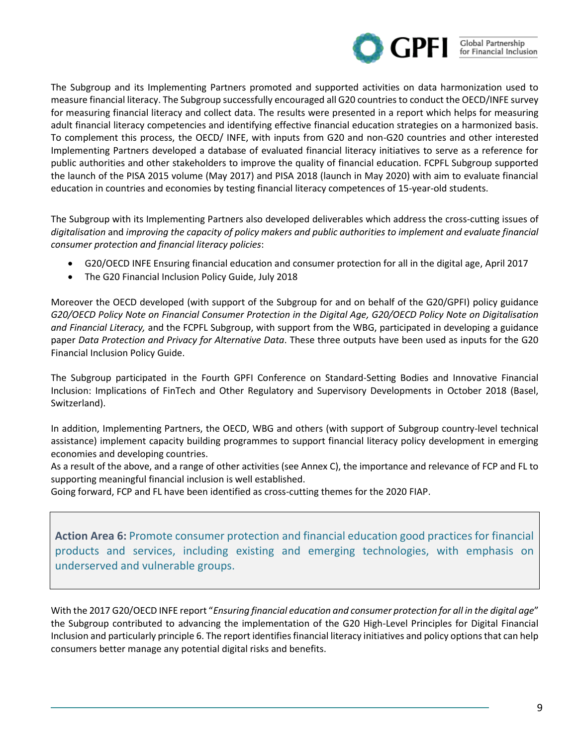The Subgroup and its Implementing Partners promoted and supported activities on data harmonization used to measure financial literacy. The Subgroup successfully encouraged all G20 countries to conduct the OECD/INFE survey for measuring financial literacy and collect data. The results were presented in a report which helps for measuring adult financial literacy competencies and identifying effective financial education strategies on a harmonized basis. To complement this process, the OECD/ INFE, with inputs from G20 and non-G20 countries and other interested Implementing Partners developed a database of evaluated financial literacy initiatives to serve as a reference for public authorities and other stakeholders to improve the quality of financial education. FCPFL Subgroup supported the launch of the PISA 2015 volume (May 2017) and PISA 2018 (launch in May 2020) with aim to evaluate financial education in countries and economies by testing financial literacy competences of 15-year-old students.

The Subgroup with its Implementing Partners also developed deliverables which address the cross-cutting issues of *digitalisation* and *improving the capacity of policy makers and public authorities to implement and evaluate financial consumer protection and financial literacy policies*:

- G20/OECD INFE Ensuring financial education and consumer protection for all in the digital age, April 2017
- The G20 Financial Inclusion Policy Guide, July 2018

Moreover the OECD developed (with support of the Subgroup for and on behalf of the G20/GPFI) policy guidance *G20/OECD Policy Note on Financial Consumer Protection in the Digital Age, G20/OECD Policy Note on Digitalisation and Financial Literacy,* and the FCPFL Subgroup, with support from the WBG, participated in developing a guidance paper *Data Protection and Privacy for Alternative Data*. These three outputs have been used as inputs for the G20 Financial Inclusion Policy Guide.

The Subgroup participated in the Fourth GPFI Conference on Standard-Setting Bodies and Innovative Financial Inclusion: Implications of FinTech and Other Regulatory and Supervisory Developments in October 2018 (Basel, Switzerland).

In addition, Implementing Partners, the OECD, WBG and others (with support of Subgroup country-level technical assistance) implement capacity building programmes to support financial literacy policy development in emerging economies and developing countries.
As a result of the above, and a range of other activities (see Annex C), the importance and relevance of FCP and FL to supporting meaningful financial inclusion is well established.
Going forward, FCP and FL have been identified as cross-cutting themes for the 2020 FIAP.

**Action Area 6:** Promote consumer protection and financial education good practices for financial products and services, including existing and emerging technologies, with emphasis on underserved and vulnerable groups.

With the 2017 G20/OECD INFE report "*Ensuring financial education and consumer protection for all in the digital age*" the Subgroup contributed to advancing the implementation of the G20 High-Level Principles for Digital Financial Inclusion and particularly principle 6. The report identifies financial literacy initiatives and policy options that can help consumers better manage any potential digital risks and benefits.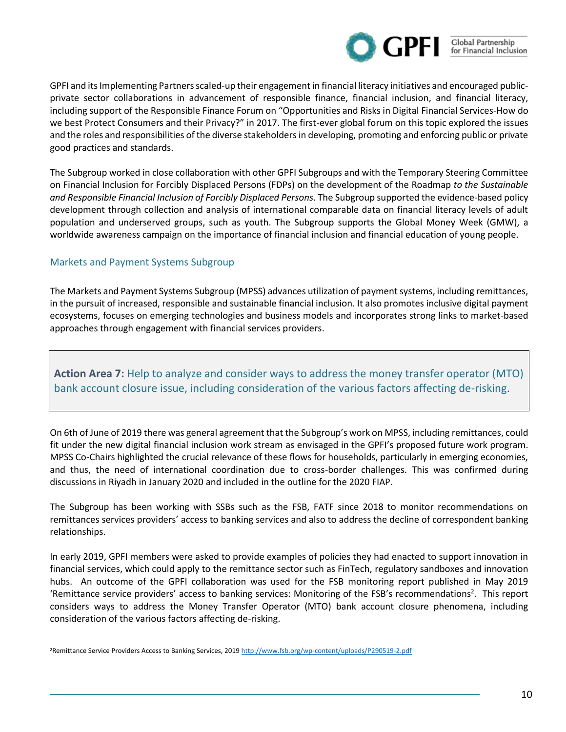GPFI and its Implementing Partners scaled-up their engagement in financial literacy initiatives and encouraged public-private sector collaborations in advancement of responsible finance, financial inclusion, and financial literacy, including support of the Responsible Finance Forum on "Opportunities and Risks in Digital Financial Services-How do we best Protect Consumers and their Privacy?" in 2017. The first-ever global forum on this topic explored the issues and the roles and responsibilities of the diverse stakeholders in developing, promoting and enforcing public or private good practices and standards.

The Subgroup worked in close collaboration with other GPFI Subgroups and with the Temporary Steering Committee on Financial Inclusion for Forcibly Displaced Persons (FDPs) on the development of the Roadmap *to the Sustainable and Responsible Financial Inclusion of Forcibly Displaced Persons*. The Subgroup supported the evidence-based policy development through collection and analysis of international comparable data on financial literacy levels of adult population and underserved groups, such as youth. The Subgroup supports the Global Money Week (GMW), a worldwide awareness campaign on the importance of financial inclusion and financial education of young people.

### Markets and Payment Systems Subgroup

The Markets and Payment Systems Subgroup (MPSS) advances utilization of payment systems, including remittances, in the pursuit of increased, responsible and sustainable financial inclusion. It also promotes inclusive digital payment ecosystems, focuses on emerging technologies and business models and incorporates strong links to market-based approaches through engagement with financial services providers.

> **Action Area 7:** Help to analyze and consider ways to address the money transfer operator (MTO) bank account closure issue, including consideration of the various factors affecting de-risking.

On 6th of June of 2019 there was general agreement that the Subgroup's work on MPSS, including remittances, could fit under the new digital financial inclusion work stream as envisaged in the GPFI's proposed future work program. MPSS Co-Chairs highlighted the crucial relevance of these flows for households, particularly in emerging economies, and thus, the need of international coordination due to cross-border challenges. This was confirmed during discussions in Riyadh in January 2020 and included in the outline for the 2020 FIAP.

The Subgroup has been working with SSBs such as the FSB, FATF since 2018 to monitor recommendations on remittances services providers' access to banking services and also to address the decline of correspondent banking relationships.

In early 2019, GPFI members were asked to provide examples of policies they had enacted to support innovation in financial services, which could apply to the remittance sector such as FinTech, regulatory sandboxes and innovation hubs. An outcome of the GPFI collaboration was used for the FSB monitoring report published in May 2019 'Remittance service providers' access to banking services: Monitoring of the FSB's recommendations[2]. This report considers ways to address the Money Transfer Operator (MTO) bank account closure phenomena, including consideration of the various factors affecting de-risking.

[2] Remittance Service Providers Access to Banking Services, 2019 http://www.fsb.org/wp-content/uploads/P290519-2.pdf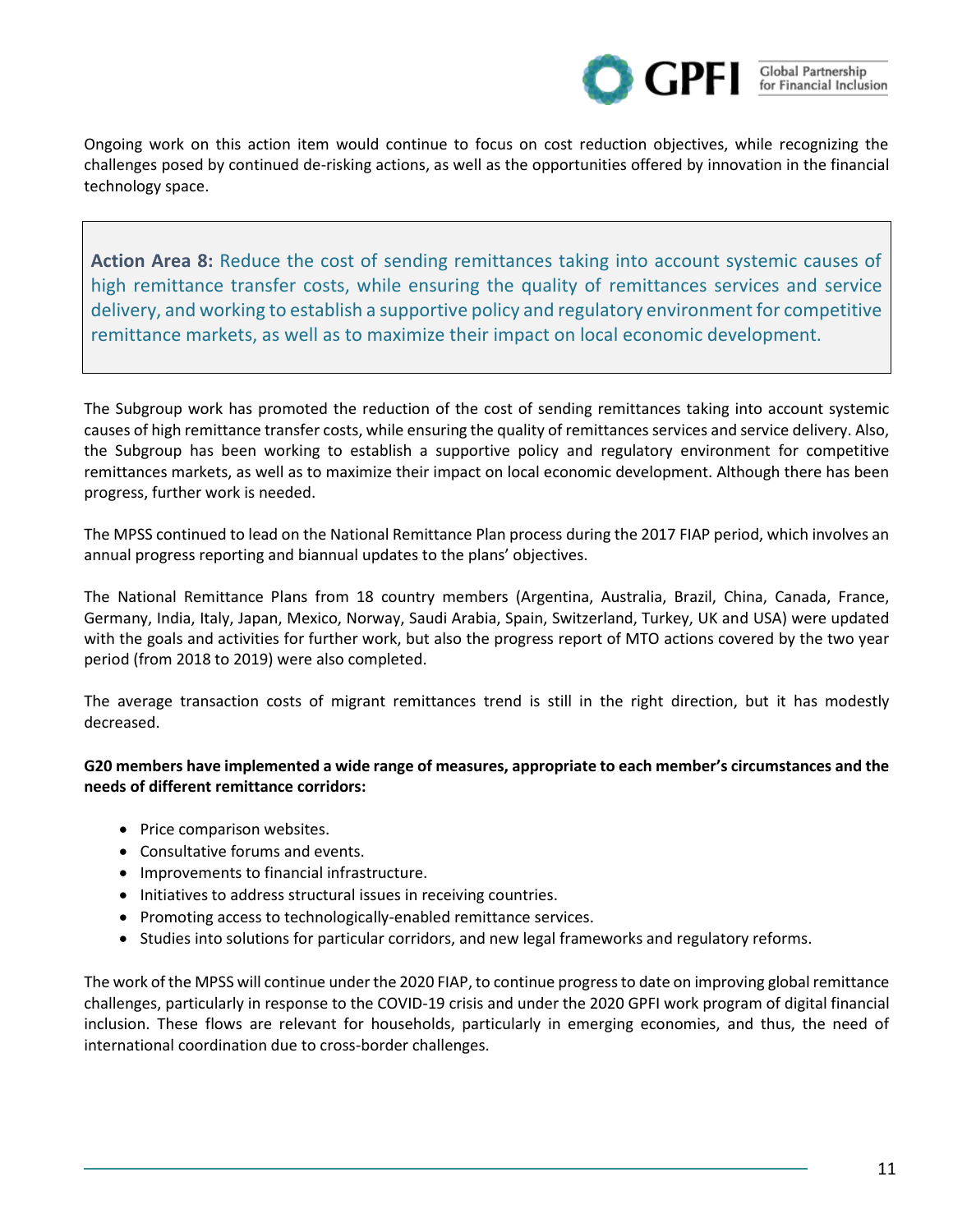Ongoing work on this action item would continue to focus on cost reduction objectives, while recognizing the challenges posed by continued de-risking actions, as well as the opportunities offered by innovation in the financial technology space.

> **Action Area 8:** Reduce the cost of sending remittances taking into account systemic causes of high remittance transfer costs, while ensuring the quality of remittances services and service delivery, and working to establish a supportive policy and regulatory environment for competitive remittance markets, as well as to maximize their impact on local economic development.

The Subgroup work has promoted the reduction of the cost of sending remittances taking into account systemic causes of high remittance transfer costs, while ensuring the quality of remittances services and service delivery. Also, the Subgroup has been working to establish a supportive policy and regulatory environment for competitive remittances markets, as well as to maximize their impact on local economic development. Although there has been progress, further work is needed.

The MPSS continued to lead on the National Remittance Plan process during the 2017 FIAP period, which involves an annual progress reporting and biannual updates to the plans' objectives.

The National Remittance Plans from 18 country members (Argentina, Australia, Brazil, China, Canada, France, Germany, India, Italy, Japan, Mexico, Norway, Saudi Arabia, Spain, Switzerland, Turkey, UK and USA) were updated with the goals and activities for further work, but also the progress report of MTO actions covered by the two year period (from 2018 to 2019) were also completed.

The average transaction costs of migrant remittances trend is still in the right direction, but it has modestly decreased.

**G20 members have implemented a wide range of measures, appropriate to each member's circumstances and the needs of different remittance corridors:**

- Price comparison websites.
- Consultative forums and events.
- Improvements to financial infrastructure.
- Initiatives to address structural issues in receiving countries.
- Promoting access to technologically-enabled remittance services.
- Studies into solutions for particular corridors, and new legal frameworks and regulatory reforms.

The work of the MPSS will continue under the 2020 FIAP, to continue progress to date on improving global remittance challenges, particularly in response to the COVID-19 crisis and under the 2020 GPFI work program of digital financial inclusion. These flows are relevant for households, particularly in emerging economies, and thus, the need of international coordination due to cross-border challenges.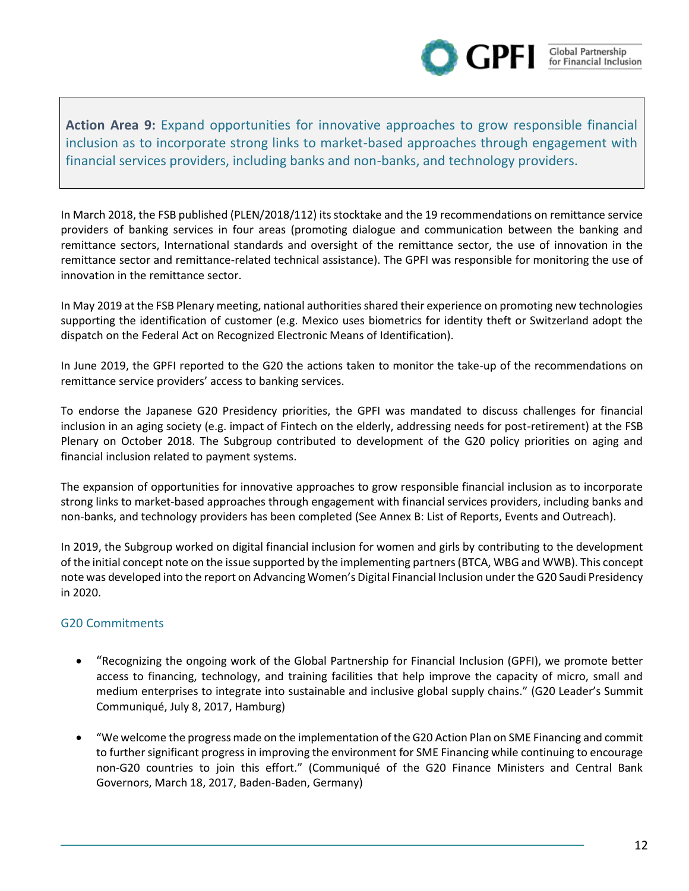**Action Area 9:** Expand opportunities for innovative approaches to grow responsible financial inclusion as to incorporate strong links to market-based approaches through engagement with financial services providers, including banks and non-banks, and technology providers.

In March 2018, the FSB published (PLEN/2018/112) its stocktake and the 19 recommendations on remittance service providers of banking services in four areas (promoting dialogue and communication between the banking and remittance sectors, International standards and oversight of the remittance sector, the use of innovation in the remittance sector and remittance-related technical assistance). The GPFI was responsible for monitoring the use of innovation in the remittance sector.

In May 2019 at the FSB Plenary meeting, national authorities shared their experience on promoting new technologies supporting the identification of customer (e.g. Mexico uses biometrics for identity theft or Switzerland adopt the dispatch on the Federal Act on Recognized Electronic Means of Identification).

In June 2019, the GPFI reported to the G20 the actions taken to monitor the take-up of the recommendations on remittance service providers' access to banking services.

To endorse the Japanese G20 Presidency priorities, the GPFI was mandated to discuss challenges for financial inclusion in an aging society (e.g. impact of Fintech on the elderly, addressing needs for post-retirement) at the FSB Plenary on October 2018. The Subgroup contributed to development of the G20 policy priorities on aging and financial inclusion related to payment systems.

The expansion of opportunities for innovative approaches to grow responsible financial inclusion as to incorporate strong links to market-based approaches through engagement with financial services providers, including banks and non-banks, and technology providers has been completed (See Annex B: List of Reports, Events and Outreach).

In 2019, the Subgroup worked on digital financial inclusion for women and girls by contributing to the development of the initial concept note on the issue supported by the implementing partners (BTCA, WBG and WWB). This concept note was developed into the report on Advancing Women's Digital Financial Inclusion under the G20 Saudi Presidency in 2020.

### G20 Commitments

- "Recognizing the ongoing work of the Global Partnership for Financial Inclusion (GPFI), we promote better access to financing, technology, and training facilities that help improve the capacity of micro, small and medium enterprises to integrate into sustainable and inclusive global supply chains." (G20 Leader's Summit Communiqué, July 8, 2017, Hamburg)

- "We welcome the progress made on the implementation of the G20 Action Plan on SME Financing and commit to further significant progress in improving the environment for SME Financing while continuing to encourage non-G20 countries to join this effort." (Communiqué of the G20 Finance Ministers and Central Bank Governors, March 18, 2017, Baden-Baden, Germany)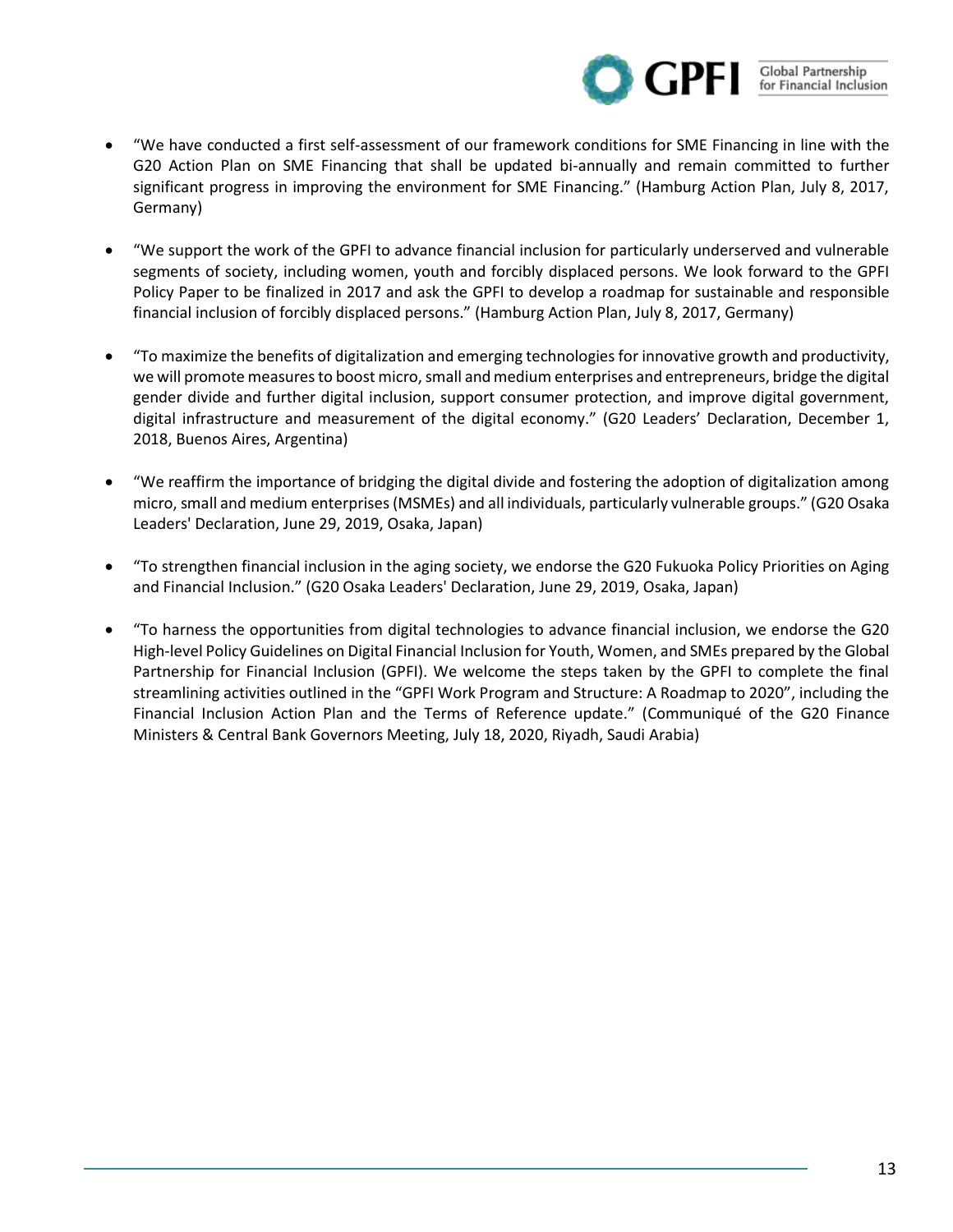- "We have conducted a first self-assessment of our framework conditions for SME Financing in line with the G20 Action Plan on SME Financing that shall be updated bi-annually and remain committed to further significant progress in improving the environment for SME Financing." (Hamburg Action Plan, July 8, 2017, Germany)

- "We support the work of the GPFI to advance financial inclusion for particularly underserved and vulnerable segments of society, including women, youth and forcibly displaced persons. We look forward to the GPFI Policy Paper to be finalized in 2017 and ask the GPFI to develop a roadmap for sustainable and responsible financial inclusion of forcibly displaced persons." (Hamburg Action Plan, July 8, 2017, Germany)

- "To maximize the benefits of digitalization and emerging technologies for innovative growth and productivity, we will promote measures to boost micro, small and medium enterprises and entrepreneurs, bridge the digital gender divide and further digital inclusion, support consumer protection, and improve digital government, digital infrastructure and measurement of the digital economy." (G20 Leaders' Declaration, December 1, 2018, Buenos Aires, Argentina)

- "We reaffirm the importance of bridging the digital divide and fostering the adoption of digitalization among micro, small and medium enterprises (MSMEs) and all individuals, particularly vulnerable groups." (G20 Osaka Leaders' Declaration, June 29, 2019, Osaka, Japan)

- "To strengthen financial inclusion in the aging society, we endorse the G20 Fukuoka Policy Priorities on Aging and Financial Inclusion." (G20 Osaka Leaders' Declaration, June 29, 2019, Osaka, Japan)

- "To harness the opportunities from digital technologies to advance financial inclusion, we endorse the G20 High-level Policy Guidelines on Digital Financial Inclusion for Youth, Women, and SMEs prepared by the Global Partnership for Financial Inclusion (GPFI). We welcome the steps taken by the GPFI to complete the final streamlining activities outlined in the "GPFI Work Program and Structure: A Roadmap to 2020", including the Financial Inclusion Action Plan and the Terms of Reference update." (Communiqué of the G20 Finance Ministers & Central Bank Governors Meeting, July 18, 2020, Riyadh, Saudi Arabia)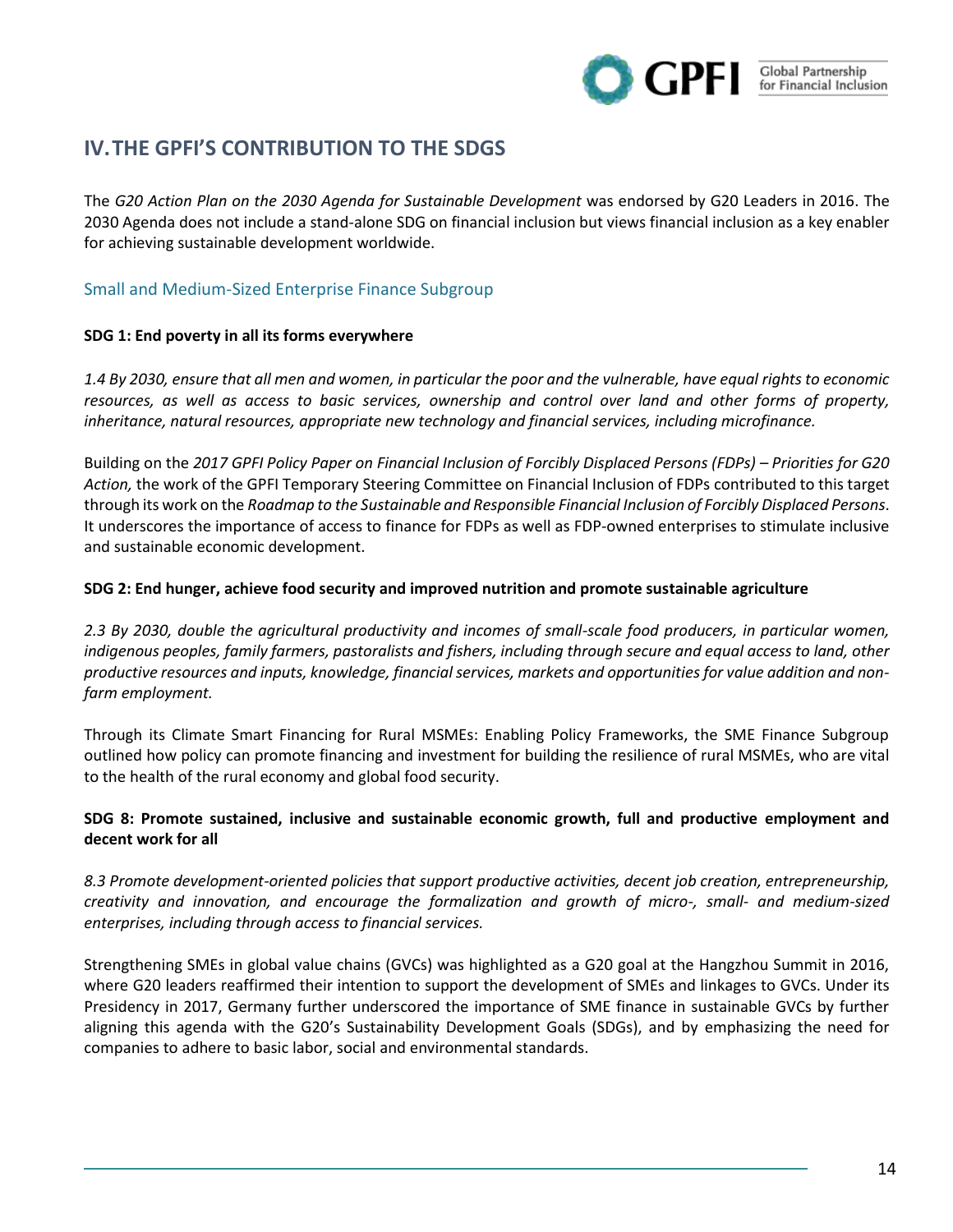## IV. THE GPFI'S CONTRIBUTION TO THE SDGS

The *G20 Action Plan on the 2030 Agenda for Sustainable Development* was endorsed by G20 Leaders in 2016. The 2030 Agenda does not include a stand-alone SDG on financial inclusion but views financial inclusion as a key enabler for achieving sustainable development worldwide.

### Small and Medium-Sized Enterprise Finance Subgroup

**SDG 1: End poverty in all its forms everywhere**

*1.4 By 2030, ensure that all men and women, in particular the poor and the vulnerable, have equal rights to economic resources, as well as access to basic services, ownership and control over land and other forms of property, inheritance, natural resources, appropriate new technology and financial services, including microfinance.*

Building on the *2017 GPFI Policy Paper on Financial Inclusion of Forcibly Displaced Persons (FDPs) – Priorities for G20 Action,* the work of the GPFI Temporary Steering Committee on Financial Inclusion of FDPs contributed to this target through its work on the *Roadmap to the Sustainable and Responsible Financial Inclusion of Forcibly Displaced Persons*. It underscores the importance of access to finance for FDPs as well as FDP-owned enterprises to stimulate inclusive and sustainable economic development.

**SDG 2: End hunger, achieve food security and improved nutrition and promote sustainable agriculture**

*2.3 By 2030, double the agricultural productivity and incomes of small-scale food producers, in particular women, indigenous peoples, family farmers, pastoralists and fishers, including through secure and equal access to land, other productive resources and inputs, knowledge, financial services, markets and opportunities for value addition and non-farm employment.*

Through its Climate Smart Financing for Rural MSMEs: Enabling Policy Frameworks, the SME Finance Subgroup outlined how policy can promote financing and investment for building the resilience of rural MSMEs, who are vital to the health of the rural economy and global food security.

**SDG 8: Promote sustained, inclusive and sustainable economic growth, full and productive employment and decent work for all**

*8.3 Promote development-oriented policies that support productive activities, decent job creation, entrepreneurship, creativity and innovation, and encourage the formalization and growth of micro-, small- and medium-sized enterprises, including through access to financial services.*

Strengthening SMEs in global value chains (GVCs) was highlighted as a G20 goal at the Hangzhou Summit in 2016, where G20 leaders reaffirmed their intention to support the development of SMEs and linkages to GVCs. Under its Presidency in 2017, Germany further underscored the importance of SME finance in sustainable GVCs by further aligning this agenda with the G20's Sustainability Development Goals (SDGs), and by emphasizing the need for companies to adhere to basic labor, social and environmental standards.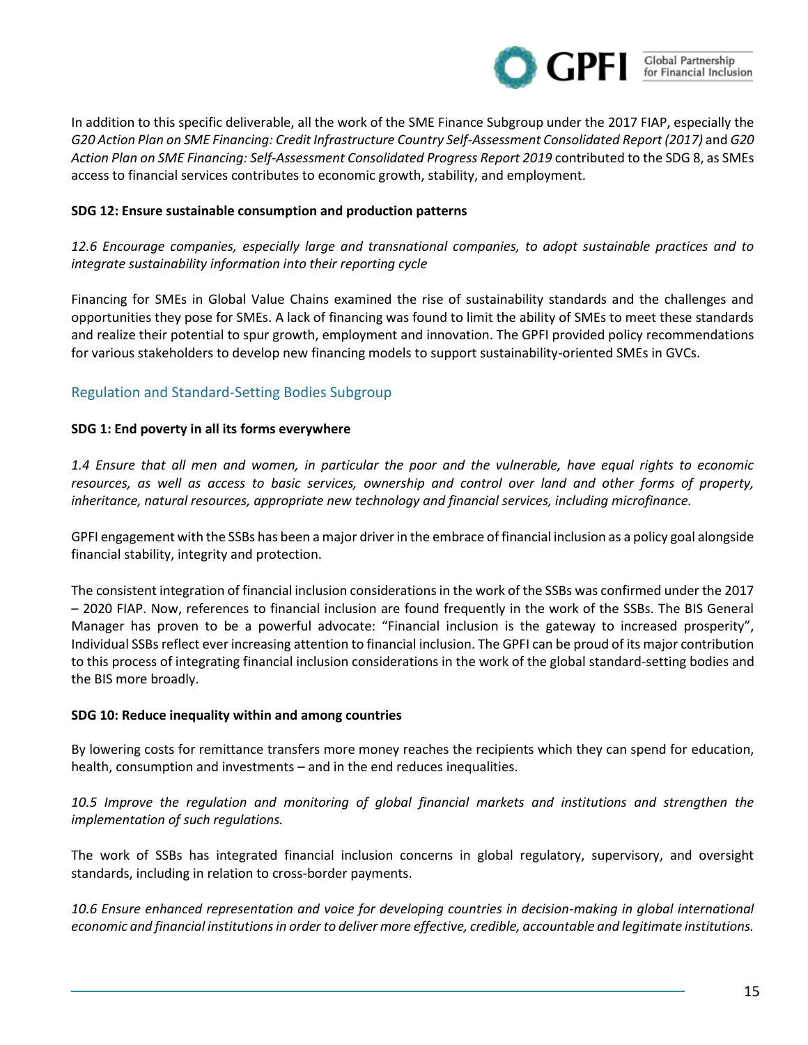In addition to this specific deliverable, all the work of the SME Finance Subgroup under the 2017 FIAP, especially the *G20 Action Plan on SME Financing: Credit Infrastructure Country Self-Assessment Consolidated Report (2017)* and *G20 Action Plan on SME Financing: Self-Assessment Consolidated Progress Report 2019* contributed to the SDG 8, as SMEs access to financial services contributes to economic growth, stability, and employment.

**SDG 12: Ensure sustainable consumption and production patterns**

*12.6 Encourage companies, especially large and transnational companies, to adopt sustainable practices and to integrate sustainability information into their reporting cycle*

Financing for SMEs in Global Value Chains examined the rise of sustainability standards and the challenges and opportunities they pose for SMEs. A lack of financing was found to limit the ability of SMEs to meet these standards and realize their potential to spur growth, employment and innovation. The GPFI provided policy recommendations for various stakeholders to develop new financing models to support sustainability-oriented SMEs in GVCs.

## Regulation and Standard-Setting Bodies Subgroup

**SDG 1: End poverty in all its forms everywhere**

*1.4 Ensure that all men and women, in particular the poor and the vulnerable, have equal rights to economic resources, as well as access to basic services, ownership and control over land and other forms of property, inheritance, natural resources, appropriate new technology and financial services, including microfinance.*

GPFI engagement with the SSBs has been a major driver in the embrace of financial inclusion as a policy goal alongside financial stability, integrity and protection.

The consistent integration of financial inclusion considerations in the work of the SSBs was confirmed under the 2017 – 2020 FIAP. Now, references to financial inclusion are found frequently in the work of the SSBs. The BIS General Manager has proven to be a powerful advocate: "Financial inclusion is the gateway to increased prosperity", Individual SSBs reflect ever increasing attention to financial inclusion. The GPFI can be proud of its major contribution to this process of integrating financial inclusion considerations in the work of the global standard-setting bodies and the BIS more broadly.

**SDG 10: Reduce inequality within and among countries**

By lowering costs for remittance transfers more money reaches the recipients which they can spend for education, health, consumption and investments – and in the end reduces inequalities.

*10.5 Improve the regulation and monitoring of global financial markets and institutions and strengthen the implementation of such regulations.*

The work of SSBs has integrated financial inclusion concerns in global regulatory, supervisory, and oversight standards, including in relation to cross-border payments.

*10.6 Ensure enhanced representation and voice for developing countries in decision-making in global international economic and financial institutions in order to deliver more effective, credible, accountable and legitimate institutions.*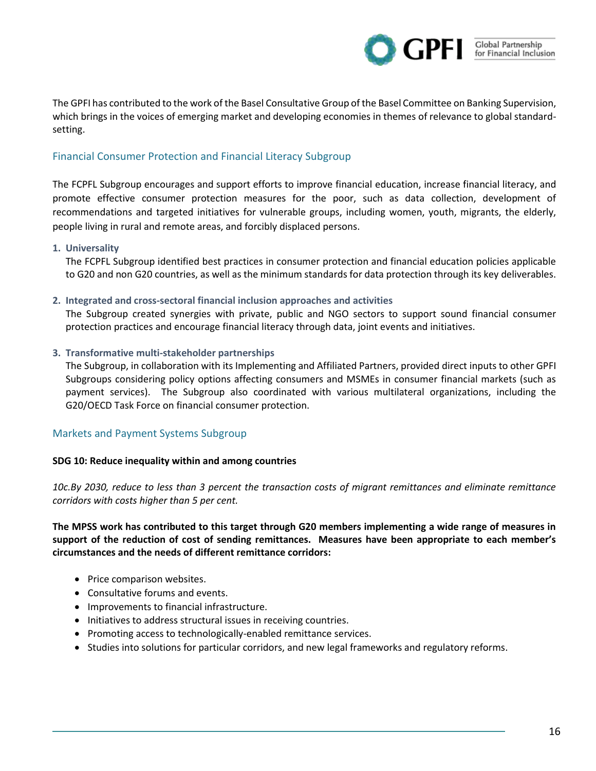The GPFI has contributed to the work of the Basel Consultative Group of the Basel Committee on Banking Supervision, which brings in the voices of emerging market and developing economies in themes of relevance to global standard-setting.

## Financial Consumer Protection and Financial Literacy Subgroup

The FCPFL Subgroup encourages and support efforts to improve financial education, increase financial literacy, and promote effective consumer protection measures for the poor, such as data collection, development of recommendations and targeted initiatives for vulnerable groups, including women, youth, migrants, the elderly, people living in rural and remote areas, and forcibly displaced persons.

1. **Universality**
   The FCPFL Subgroup identified best practices in consumer protection and financial education policies applicable to G20 and non G20 countries, as well as the minimum standards for data protection through its key deliverables.

2. **Integrated and cross-sectoral financial inclusion approaches and activities**
   The Subgroup created synergies with private, public and NGO sectors to support sound financial consumer protection practices and encourage financial literacy through data, joint events and initiatives.

3. **Transformative multi-stakeholder partnerships**
   The Subgroup, in collaboration with its Implementing and Affiliated Partners, provided direct inputs to other GPFI Subgroups considering policy options affecting consumers and MSMEs in consumer financial markets (such as payment services). The Subgroup also coordinated with various multilateral organizations, including the G20/OECD Task Force on financial consumer protection.

## Markets and Payment Systems Subgroup

**SDG 10: Reduce inequality within and among countries**

*10c.By 2030, reduce to less than 3 percent the transaction costs of migrant remittances and eliminate remittance corridors with costs higher than 5 per cent.*

**The MPSS work has contributed to this target through G20 members implementing a wide range of measures in support of the reduction of cost of sending remittances. Measures have been appropriate to each member's circumstances and the needs of different remittance corridors:**

- Price comparison websites.
- Consultative forums and events.
- Improvements to financial infrastructure.
- Initiatives to address structural issues in receiving countries.
- Promoting access to technologically-enabled remittance services.
- Studies into solutions for particular corridors, and new legal frameworks and regulatory reforms.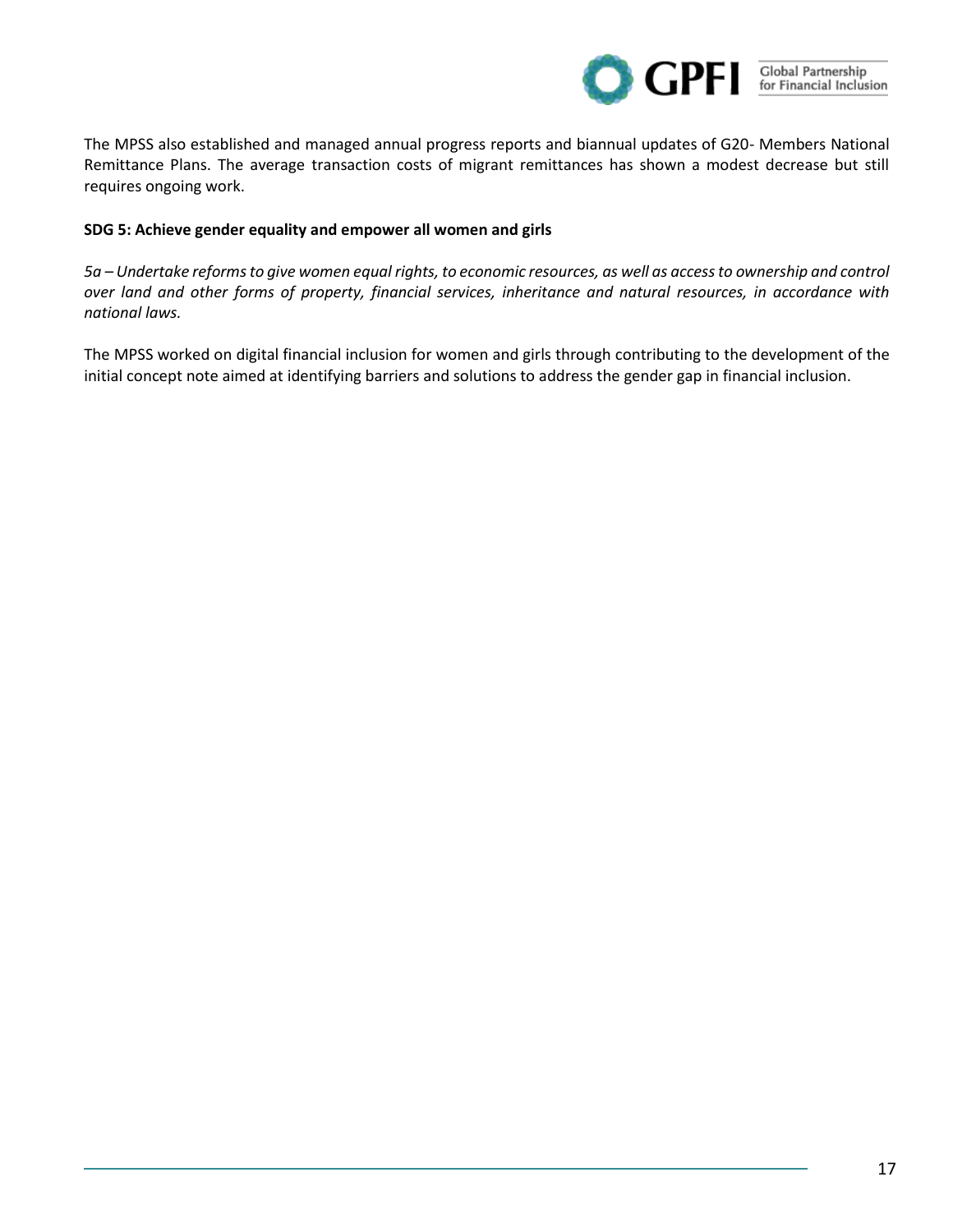The MPSS also established and managed annual progress reports and biannual updates of G20- Members National Remittance Plans. The average transaction costs of migrant remittances has shown a modest decrease but still requires ongoing work.

**SDG 5: Achieve gender equality and empower all women and girls**

*5a – Undertake reforms to give women equal rights, to economic resources, as well as access to ownership and control over land and other forms of property, financial services, inheritance and natural resources, in accordance with national laws.*

The MPSS worked on digital financial inclusion for women and girls through contributing to the development of the initial concept note aimed at identifying barriers and solutions to address the gender gap in financial inclusion.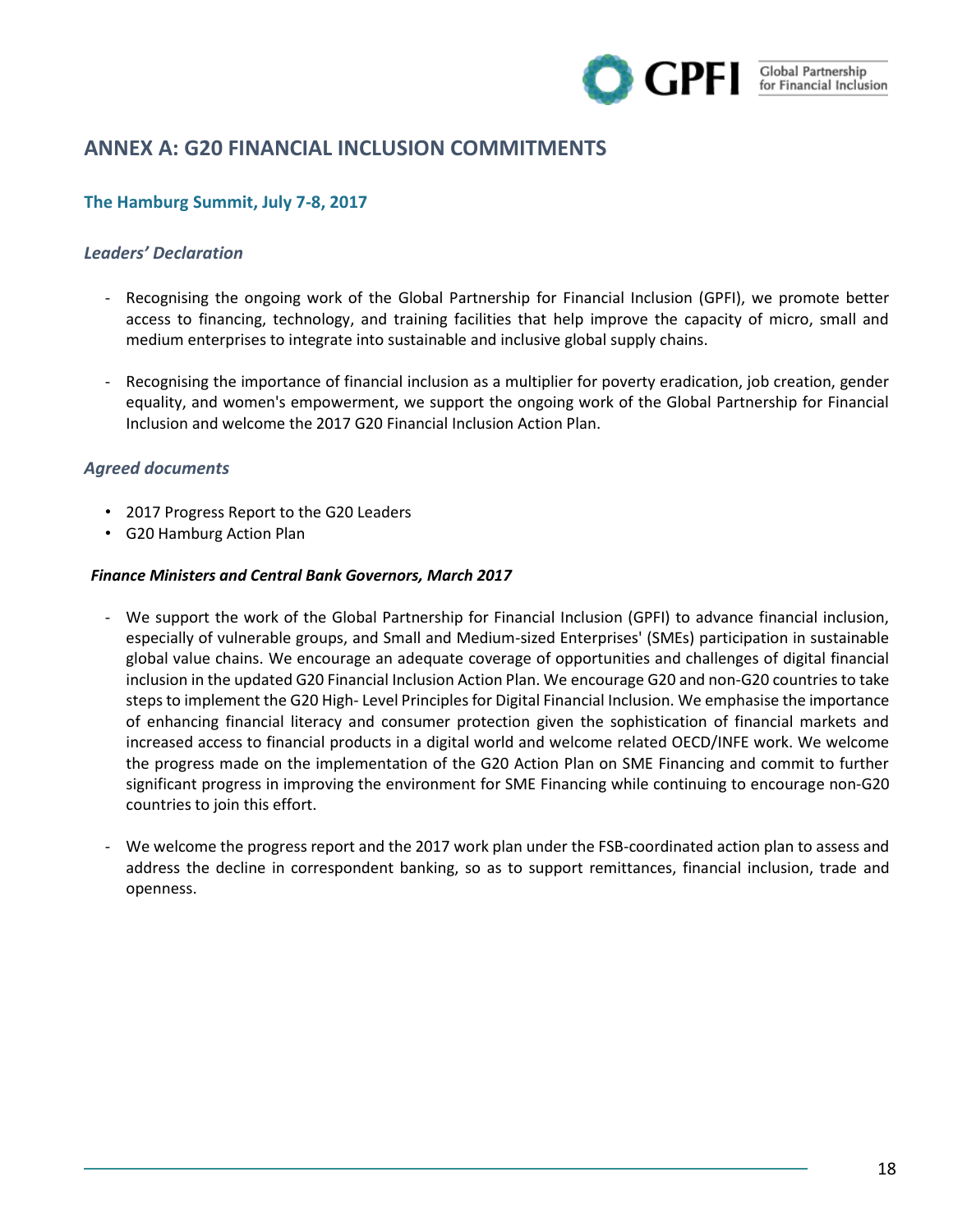## ANNEX A: G20 FINANCIAL INCLUSION COMMITMENTS

### The Hamburg Summit, July 7-8, 2017

#### *Leaders' Declaration*

- Recognising the ongoing work of the Global Partnership for Financial Inclusion (GPFI), we promote better access to financing, technology, and training facilities that help improve the capacity of micro, small and medium enterprises to integrate into sustainable and inclusive global supply chains.

- Recognising the importance of financial inclusion as a multiplier for poverty eradication, job creation, gender equality, and women's empowerment, we support the ongoing work of the Global Partnership for Financial Inclusion and welcome the 2017 G20 Financial Inclusion Action Plan.

#### *Agreed documents*

- 2017 Progress Report to the G20 Leaders
- G20 Hamburg Action Plan

***Finance Ministers and Central Bank Governors, March 2017***

- We support the work of the Global Partnership for Financial Inclusion (GPFI) to advance financial inclusion, especially of vulnerable groups, and Small and Medium-sized Enterprises' (SMEs) participation in sustainable global value chains. We encourage an adequate coverage of opportunities and challenges of digital financial inclusion in the updated G20 Financial Inclusion Action Plan. We encourage G20 and non-G20 countries to take steps to implement the G20 High- Level Principles for Digital Financial Inclusion. We emphasise the importance of enhancing financial literacy and consumer protection given the sophistication of financial markets and increased access to financial products in a digital world and welcome related OECD/INFE work. We welcome the progress made on the implementation of the G20 Action Plan on SME Financing and commit to further significant progress in improving the environment for SME Financing while continuing to encourage non-G20 countries to join this effort.

- We welcome the progress report and the 2017 work plan under the FSB-coordinated action plan to assess and address the decline in correspondent banking, so as to support remittances, financial inclusion, trade and openness.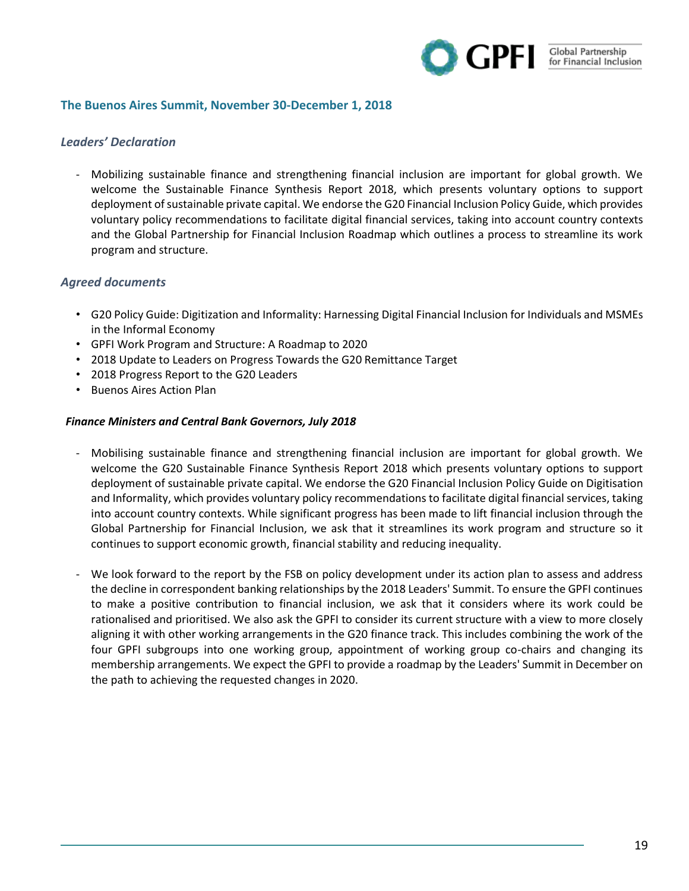## The Buenos Aires Summit, November 30-December 1, 2018

### *Leaders' Declaration*

- Mobilizing sustainable finance and strengthening financial inclusion are important for global growth. We welcome the Sustainable Finance Synthesis Report 2018, which presents voluntary options to support deployment of sustainable private capital. We endorse the G20 Financial Inclusion Policy Guide, which provides voluntary policy recommendations to facilitate digital financial services, taking into account country contexts and the Global Partnership for Financial Inclusion Roadmap which outlines a process to streamline its work program and structure.

### *Agreed documents*

- G20 Policy Guide: Digitization and Informality: Harnessing Digital Financial Inclusion for Individuals and MSMEs in the Informal Economy
- GPFI Work Program and Structure: A Roadmap to 2020
- 2018 Update to Leaders on Progress Towards the G20 Remittance Target
- 2018 Progress Report to the G20 Leaders
- Buenos Aires Action Plan

#### ***Finance Ministers and Central Bank Governors, July 2018***

- Mobilising sustainable finance and strengthening financial inclusion are important for global growth. We welcome the G20 Sustainable Finance Synthesis Report 2018 which presents voluntary options to support deployment of sustainable private capital. We endorse the G20 Financial Inclusion Policy Guide on Digitisation and Informality, which provides voluntary policy recommendations to facilitate digital financial services, taking into account country contexts. While significant progress has been made to lift financial inclusion through the Global Partnership for Financial Inclusion, we ask that it streamlines its work program and structure so it continues to support economic growth, financial stability and reducing inequality.

- We look forward to the report by the FSB on policy development under its action plan to assess and address the decline in correspondent banking relationships by the 2018 Leaders' Summit. To ensure the GPFI continues to make a positive contribution to financial inclusion, we ask that it considers where its work could be rationalised and prioritised. We also ask the GPFI to consider its current structure with a view to more closely aligning it with other working arrangements in the G20 finance track. This includes combining the work of the four GPFI subgroups into one working group, appointment of working group co-chairs and changing its membership arrangements. We expect the GPFI to provide a roadmap by the Leaders' Summit in December on the path to achieving the requested changes in 2020.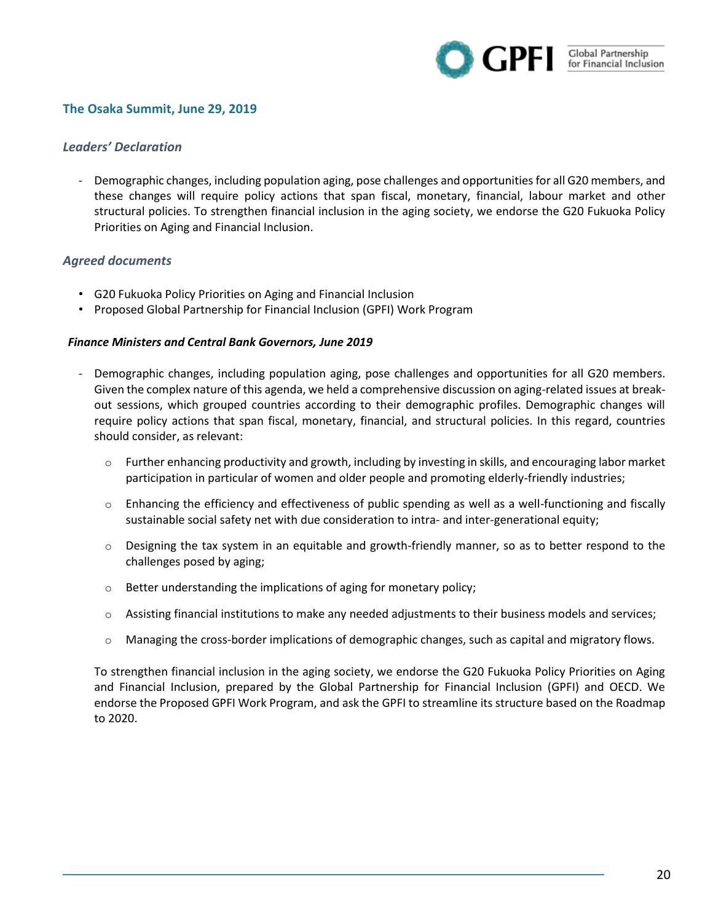## The Osaka Summit, June 29, 2019

### *Leaders' Declaration*

- Demographic changes, including population aging, pose challenges and opportunities for all G20 members, and these changes will require policy actions that span fiscal, monetary, financial, labour market and other structural policies. To strengthen financial inclusion in the aging society, we endorse the G20 Fukuoka Policy Priorities on Aging and Financial Inclusion.

### *Agreed documents*

- G20 Fukuoka Policy Priorities on Aging and Financial Inclusion
- Proposed Global Partnership for Financial Inclusion (GPFI) Work Program

***Finance Ministers and Central Bank Governors, June 2019***

- Demographic changes, including population aging, pose challenges and opportunities for all G20 members. Given the complex nature of this agenda, we held a comprehensive discussion on aging-related issues at break-out sessions, which grouped countries according to their demographic profiles. Demographic changes will require policy actions that span fiscal, monetary, financial, and structural policies. In this regard, countries should consider, as relevant:
  - Further enhancing productivity and growth, including by investing in skills, and encouraging labor market participation in particular of women and older people and promoting elderly-friendly industries;
  - Enhancing the efficiency and effectiveness of public spending as well as a well-functioning and fiscally sustainable social safety net with due consideration to intra- and inter-generational equity;
  - Designing the tax system in an equitable and growth-friendly manner, so as to better respond to the challenges posed by aging;
  - Better understanding the implications of aging for monetary policy;
  - Assisting financial institutions to make any needed adjustments to their business models and services;
  - Managing the cross-border implications of demographic changes, such as capital and migratory flows.

  To strengthen financial inclusion in the aging society, we endorse the G20 Fukuoka Policy Priorities on Aging and Financial Inclusion, prepared by the Global Partnership for Financial Inclusion (GPFI) and OECD. We endorse the Proposed GPFI Work Program, and ask the GPFI to streamline its structure based on the Roadmap to 2020.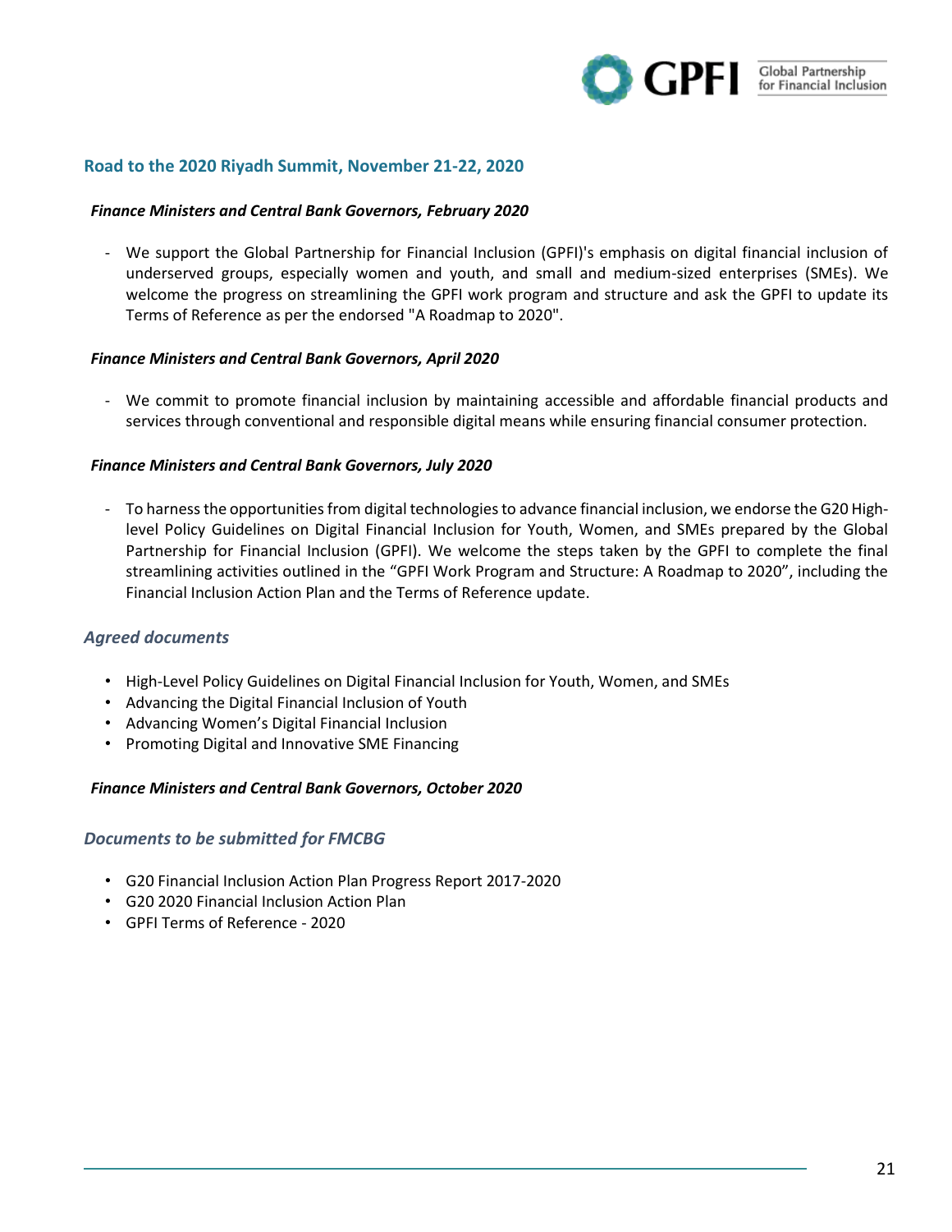## Road to the 2020 Riyadh Summit, November 21-22, 2020

***Finance Ministers and Central Bank Governors, February 2020***

- We support the Global Partnership for Financial Inclusion (GPFI)'s emphasis on digital financial inclusion of underserved groups, especially women and youth, and small and medium-sized enterprises (SMEs). We welcome the progress on streamlining the GPFI work program and structure and ask the GPFI to update its Terms of Reference as per the endorsed "A Roadmap to 2020".

***Finance Ministers and Central Bank Governors, April 2020***

- We commit to promote financial inclusion by maintaining accessible and affordable financial products and services through conventional and responsible digital means while ensuring financial consumer protection.

***Finance Ministers and Central Bank Governors, July 2020***

- To harness the opportunities from digital technologies to advance financial inclusion, we endorse the G20 High-level Policy Guidelines on Digital Financial Inclusion for Youth, Women, and SMEs prepared by the Global Partnership for Financial Inclusion (GPFI). We welcome the steps taken by the GPFI to complete the final streamlining activities outlined in the "GPFI Work Program and Structure: A Roadmap to 2020", including the Financial Inclusion Action Plan and the Terms of Reference update.

### *Agreed documents*

- High-Level Policy Guidelines on Digital Financial Inclusion for Youth, Women, and SMEs
- Advancing the Digital Financial Inclusion of Youth
- Advancing Women's Digital Financial Inclusion
- Promoting Digital and Innovative SME Financing

***Finance Ministers and Central Bank Governors, October 2020***

### *Documents to be submitted for FMCBG*

- G20 Financial Inclusion Action Plan Progress Report 2017-2020
- G20 2020 Financial Inclusion Action Plan
- GPFI Terms of Reference - 2020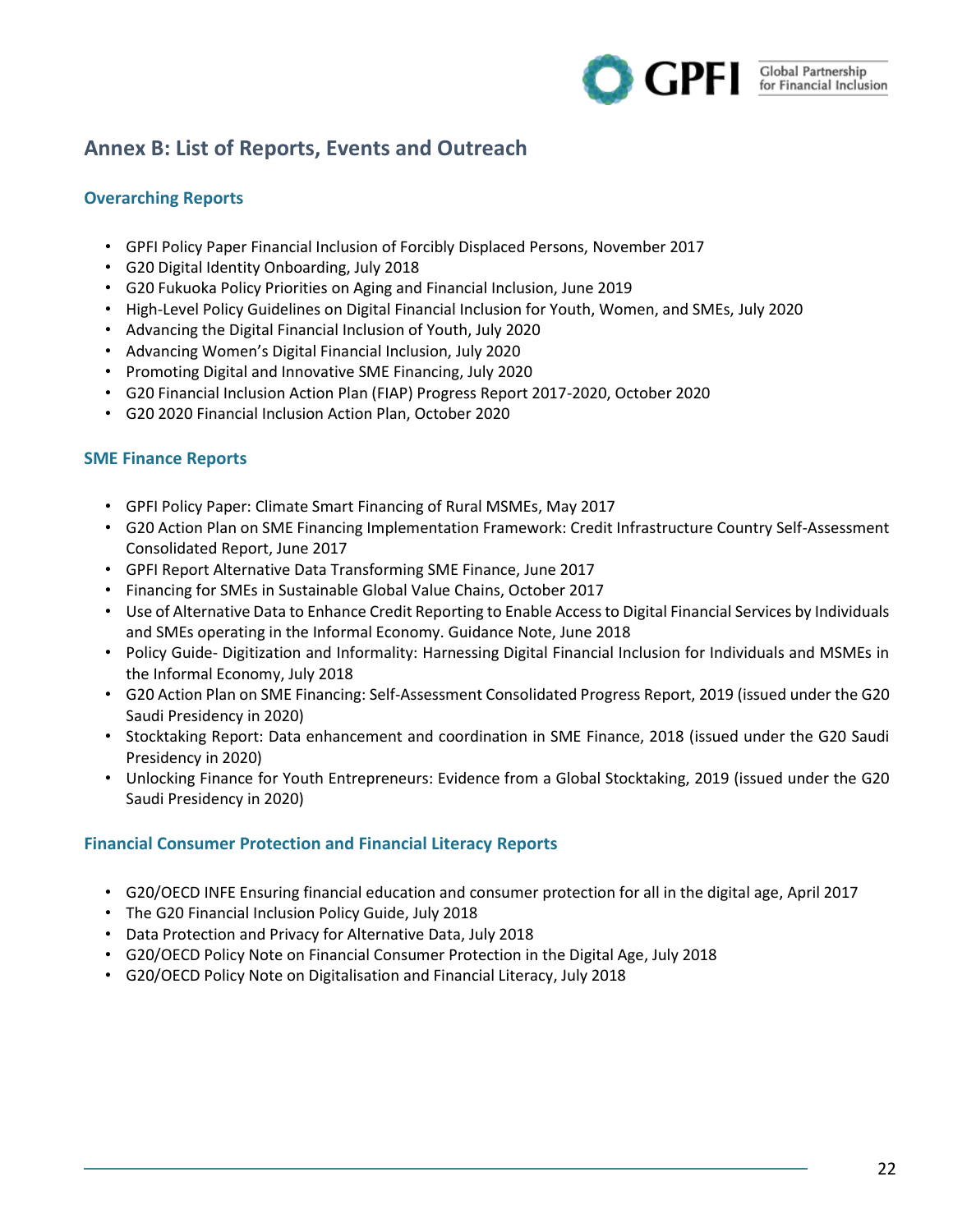## Annex B: List of Reports, Events and Outreach

### Overarching Reports

- GPFI Policy Paper Financial Inclusion of Forcibly Displaced Persons, November 2017
- G20 Digital Identity Onboarding, July 2018
- G20 Fukuoka Policy Priorities on Aging and Financial Inclusion, June 2019
- High-Level Policy Guidelines on Digital Financial Inclusion for Youth, Women, and SMEs, July 2020
- Advancing the Digital Financial Inclusion of Youth, July 2020
- Advancing Women's Digital Financial Inclusion, July 2020
- Promoting Digital and Innovative SME Financing, July 2020
- G20 Financial Inclusion Action Plan (FIAP) Progress Report 2017-2020, October 2020
- G20 2020 Financial Inclusion Action Plan, October 2020

### SME Finance Reports

- GPFI Policy Paper: Climate Smart Financing of Rural MSMEs, May 2017
- G20 Action Plan on SME Financing Implementation Framework: Credit Infrastructure Country Self-Assessment Consolidated Report, June 2017
- GPFI Report Alternative Data Transforming SME Finance, June 2017
- Financing for SMEs in Sustainable Global Value Chains, October 2017
- Use of Alternative Data to Enhance Credit Reporting to Enable Access to Digital Financial Services by Individuals and SMEs operating in the Informal Economy. Guidance Note, June 2018
- Policy Guide- Digitization and Informality: Harnessing Digital Financial Inclusion for Individuals and MSMEs in the Informal Economy, July 2018
- G20 Action Plan on SME Financing: Self-Assessment Consolidated Progress Report, 2019 (issued under the G20 Saudi Presidency in 2020)
- Stocktaking Report: Data enhancement and coordination in SME Finance, 2018 (issued under the G20 Saudi Presidency in 2020)
- Unlocking Finance for Youth Entrepreneurs: Evidence from a Global Stocktaking, 2019 (issued under the G20 Saudi Presidency in 2020)

### Financial Consumer Protection and Financial Literacy Reports

- G20/OECD INFE Ensuring financial education and consumer protection for all in the digital age, April 2017
- The G20 Financial Inclusion Policy Guide, July 2018
- Data Protection and Privacy for Alternative Data, July 2018
- G20/OECD Policy Note on Financial Consumer Protection in the Digital Age, July 2018
- G20/OECD Policy Note on Digitalisation and Financial Literacy, July 2018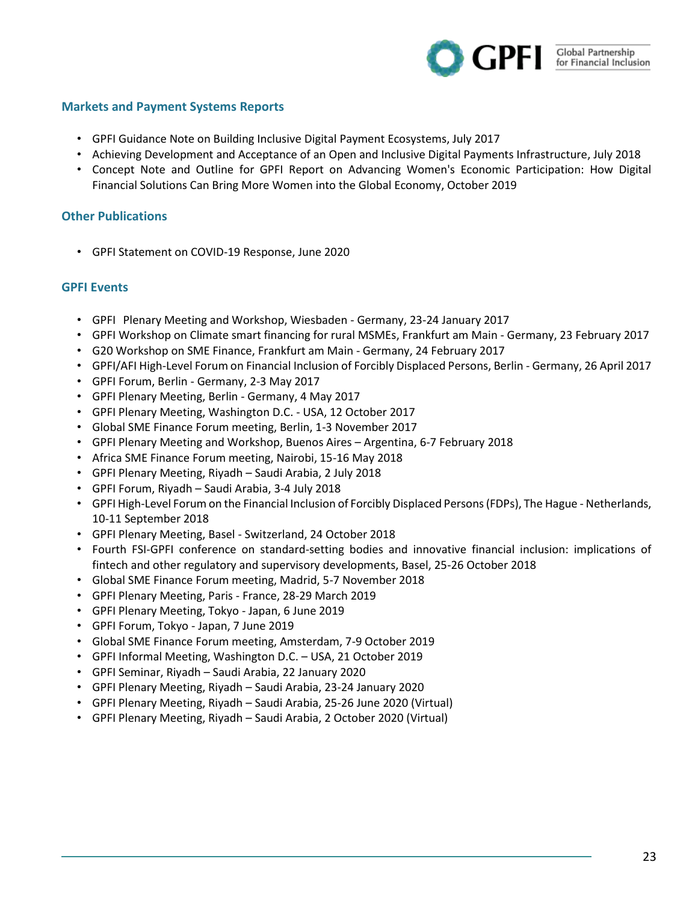### Markets and Payment Systems Reports

- GPFI Guidance Note on Building Inclusive Digital Payment Ecosystems, July 2017
- Achieving Development and Acceptance of an Open and Inclusive Digital Payments Infrastructure, July 2018
- Concept Note and Outline for GPFI Report on Advancing Women's Economic Participation: How Digital Financial Solutions Can Bring More Women into the Global Economy, October 2019

### Other Publications

- GPFI Statement on COVID-19 Response, June 2020

### GPFI Events

- GPFI Plenary Meeting and Workshop, Wiesbaden - Germany, 23-24 January 2017
- GPFI Workshop on Climate smart financing for rural MSMEs, Frankfurt am Main - Germany, 23 February 2017
- G20 Workshop on SME Finance, Frankfurt am Main - Germany, 24 February 2017
- GPFI/AFI High-Level Forum on Financial Inclusion of Forcibly Displaced Persons, Berlin - Germany, 26 April 2017
- GPFI Forum, Berlin - Germany, 2-3 May 2017
- GPFI Plenary Meeting, Berlin - Germany, 4 May 2017
- GPFI Plenary Meeting, Washington D.C. - USA, 12 October 2017
- Global SME Finance Forum meeting, Berlin, 1-3 November 2017
- GPFI Plenary Meeting and Workshop, Buenos Aires – Argentina, 6-7 February 2018
- Africa SME Finance Forum meeting, Nairobi, 15-16 May 2018
- GPFI Plenary Meeting, Riyadh – Saudi Arabia, 2 July 2018
- GPFI Forum, Riyadh – Saudi Arabia, 3-4 July 2018
- GPFI High-Level Forum on the Financial Inclusion of Forcibly Displaced Persons (FDPs), The Hague - Netherlands, 10-11 September 2018
- GPFI Plenary Meeting, Basel - Switzerland, 24 October 2018
- Fourth FSI-GPFI conference on standard-setting bodies and innovative financial inclusion: implications of fintech and other regulatory and supervisory developments, Basel, 25-26 October 2018
- Global SME Finance Forum meeting, Madrid, 5-7 November 2018
- GPFI Plenary Meeting, Paris - France, 28-29 March 2019
- GPFI Plenary Meeting, Tokyo - Japan, 6 June 2019
- GPFI Forum, Tokyo - Japan, 7 June 2019
- Global SME Finance Forum meeting, Amsterdam, 7-9 October 2019
- GPFI Informal Meeting, Washington D.C. – USA, 21 October 2019
- GPFI Seminar, Riyadh – Saudi Arabia, 22 January 2020
- GPFI Plenary Meeting, Riyadh – Saudi Arabia, 23-24 January 2020
- GPFI Plenary Meeting, Riyadh – Saudi Arabia, 25-26 June 2020 (Virtual)
- GPFI Plenary Meeting, Riyadh – Saudi Arabia, 2 October 2020 (Virtual)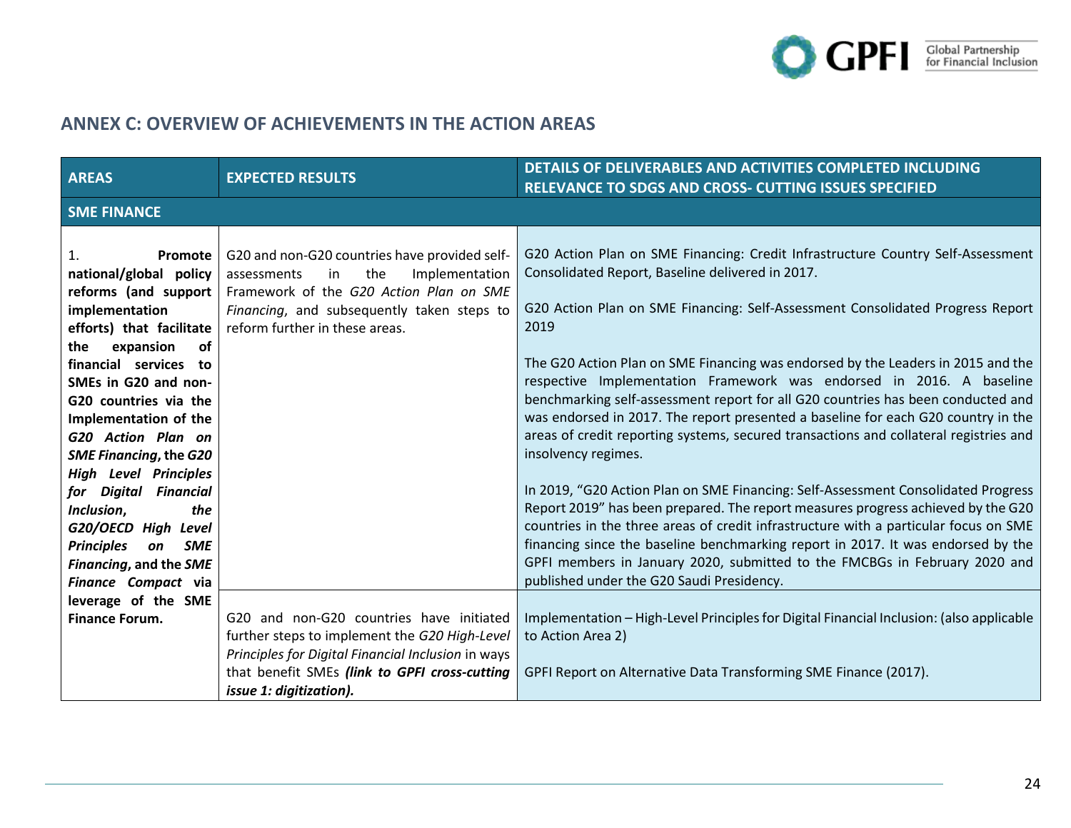## ANNEX C: OVERVIEW OF ACHIEVEMENTS IN THE ACTION AREAS

| AREAS | EXPECTED RESULTS | DETAILS OF DELIVERABLES AND ACTIVITIES COMPLETED INCLUDING RELEVANCE TO SDGS AND CROSS- CUTTING ISSUES SPECIFIED |
|---|---|---|
| **SME FINANCE** | | |
| 1. **Promote national/global policy reforms (and support implementation efforts) that facilitate the expansion of financial services to SMEs in G20 and non-G20 countries via the Implementation of the *G20 Action Plan on SME Financing*, the *G20 High Level Principles for Digital Financial Inclusion*, the *G20/OECD High Level Principles on SME Financing*, and the *SME Finance Compact* via leverage of the SME Finance Forum.** | G20 and non-G20 countries have provided self-assessments in the Implementation Framework of the *G20 Action Plan on SME Financing*, and subsequently taken steps to reform further in these areas. | G20 Action Plan on SME Financing: Credit Infrastructure Country Self-Assessment Consolidated Report, Baseline delivered in 2017.<br><br>G20 Action Plan on SME Financing: Self-Assessment Consolidated Progress Report 2019<br><br>The G20 Action Plan on SME Financing was endorsed by the Leaders in 2015 and the respective Implementation Framework was endorsed in 2016. A baseline benchmarking self-assessment report for all G20 countries has been conducted and was endorsed in 2017. The report presented a baseline for each G20 country in the areas of credit reporting systems, secured transactions and collateral registries and insolvency regimes.<br><br>In 2019, "G20 Action Plan on SME Financing: Self-Assessment Consolidated Progress Report 2019" has been prepared. The report measures progress achieved by the G20 countries in the three areas of credit infrastructure with a particular focus on SME financing since the baseline benchmarking report in 2017. It was endorsed by the GPFI members in January 2020, submitted to the FMCBGs in February 2020 and published under the G20 Saudi Presidency. |
| | G20 and non-G20 countries have initiated further steps to implement the *G20 High-Level Principles for Digital Financial Inclusion* in ways that benefit SMEs ***(link to GPFI cross-cutting issue 1: digitization).*** | Implementation – High-Level Principles for Digital Financial Inclusion: (also applicable to Action Area 2)<br><br>GPFI Report on Alternative Data Transforming SME Finance (2017). |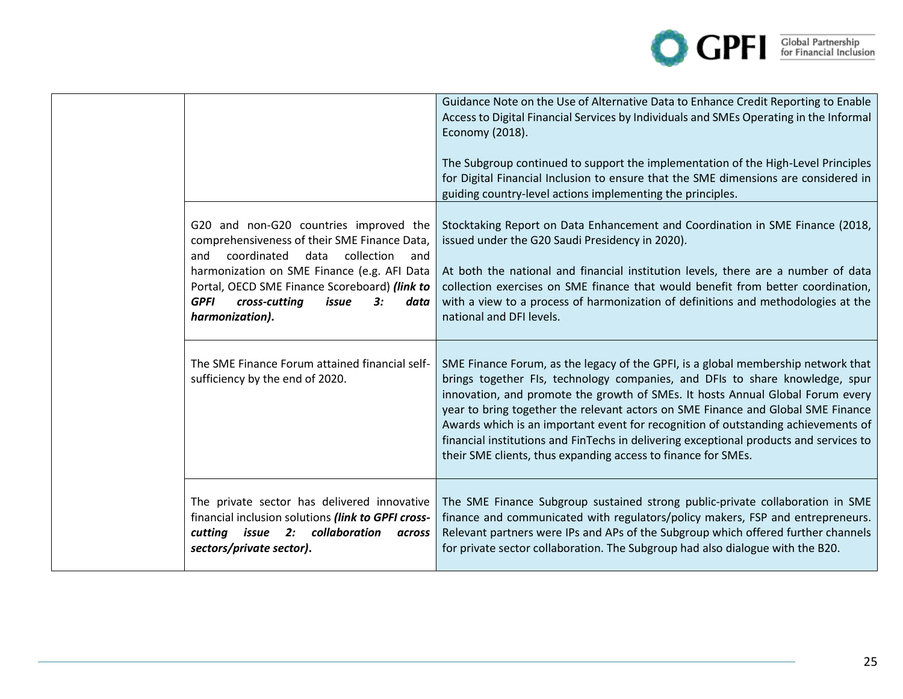| | | |
|---|---|---|
| | | Guidance Note on the Use of Alternative Data to Enhance Credit Reporting to Enable Access to Digital Financial Services by Individuals and SMEs Operating in the Informal Economy (2018).<br><br>The Subgroup continued to support the implementation of the High-Level Principles for Digital Financial Inclusion to ensure that the SME dimensions are considered in guiding country-level actions implementing the principles. |
| | G20 and non-G20 countries improved the comprehensiveness of their SME Finance Data, and coordinated data collection and harmonization on SME Finance (e.g. AFI Data Portal, OECD SME Finance Scoreboard) ***(link to GPFI cross-cutting issue 3: data harmonization)*.** | Stocktaking Report on Data Enhancement and Coordination in SME Finance (2018, issued under the G20 Saudi Presidency in 2020).<br><br>At both the national and financial institution levels, there are a number of data collection exercises on SME finance that would benefit from better coordination, with a view to a process of harmonization of definitions and methodologies at the national and DFI levels. |
| | The SME Finance Forum attained financial self-sufficiency by the end of 2020. | SME Finance Forum, as the legacy of the GPFI, is a global membership network that brings together FIs, technology companies, and DFIs to share knowledge, spur innovation, and promote the growth of SMEs. It hosts Annual Global Forum every year to bring together the relevant actors on SME Finance and Global SME Finance Awards which is an important event for recognition of outstanding achievements of financial institutions and FinTechs in delivering exceptional products and services to their SME clients, thus expanding access to finance for SMEs. |
| | The private sector has delivered innovative financial inclusion solutions ***(link to GPFI cross-cutting issue 2: collaboration across sectors/private sector)*.** | The SME Finance Subgroup sustained strong public-private collaboration in SME finance and communicated with regulators/policy makers, FSP and entrepreneurs. Relevant partners were IPs and APs of the Subgroup which offered further channels for private sector collaboration. The Subgroup had also dialogue with the B20. |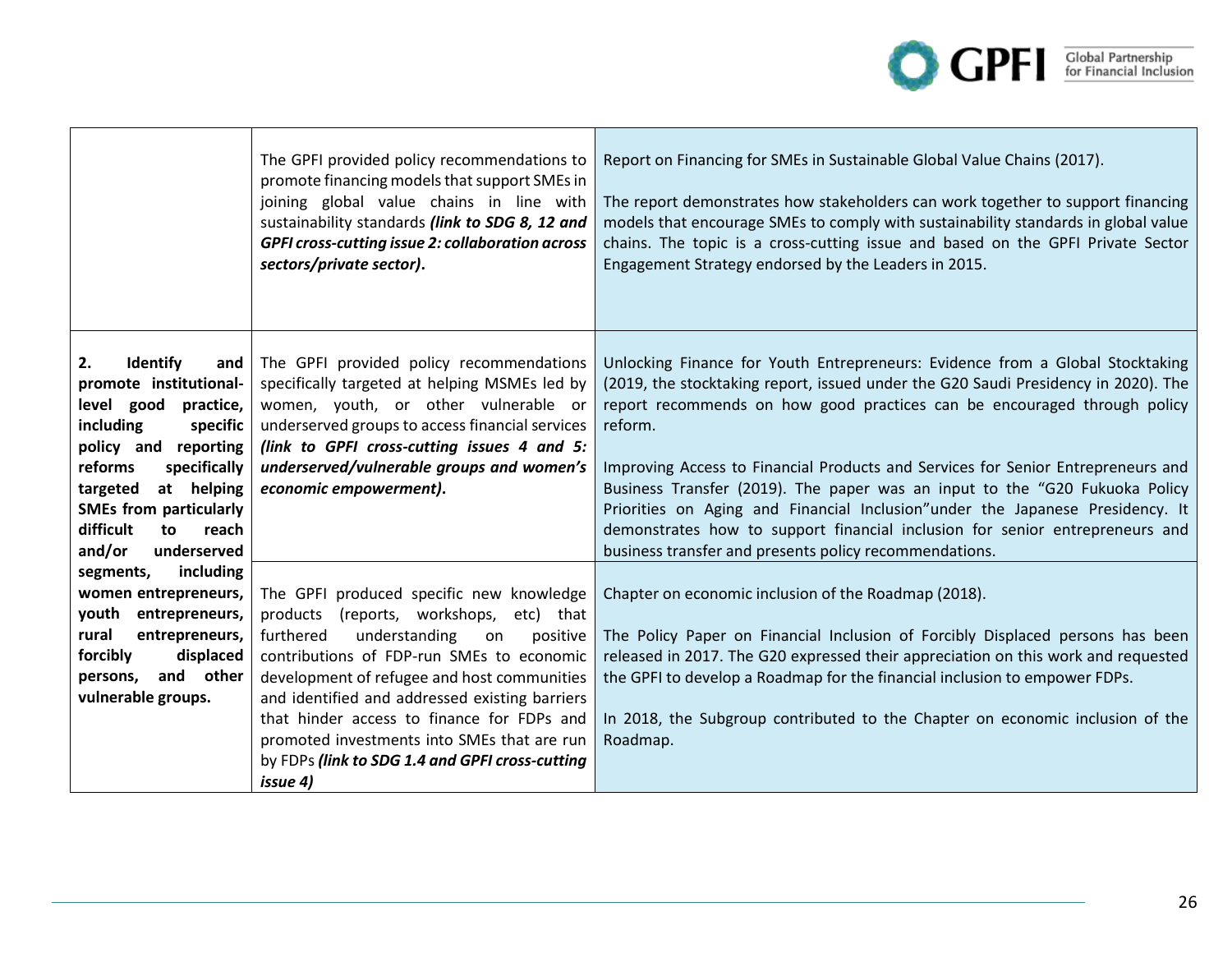| | | |
|---|---|---|
| | The GPFI provided policy recommendations to promote financing models that support SMEs in joining global value chains in line with sustainability standards ***(link to SDG 8, 12 and GPFI cross-cutting issue 2: collaboration across sectors/private sector)***. | Report on Financing for SMEs in Sustainable Global Value Chains (2017).<br><br>The report demonstrates how stakeholders can work together to support financing models that encourage SMEs to comply with sustainability standards in global value chains. The topic is a cross-cutting issue and based on the GPFI Private Sector Engagement Strategy endorsed by the Leaders in 2015. |
| **2. Identify and promote institutional-level good practice, including specific policy and reporting reforms specifically targeted at helping SMEs from particularly difficult to reach and/or underserved segments, including women entrepreneurs, youth entrepreneurs, rural entrepreneurs, forcibly displaced persons, and other vulnerable groups.** | The GPFI provided policy recommendations specifically targeted at helping MSMEs led by women, youth, or other vulnerable or underserved groups to access financial services ***(link to GPFI cross-cutting issues 4 and 5: underserved/vulnerable groups and women's economic empowerment)***. | Unlocking Finance for Youth Entrepreneurs: Evidence from a Global Stocktaking (2019, the stocktaking report, issued under the G20 Saudi Presidency in 2020). The report recommends on how good practices can be encouraged through policy reform.<br><br>Improving Access to Financial Products and Services for Senior Entrepreneurs and Business Transfer (2019). The paper was an input to the "G20 Fukuoka Policy Priorities on Aging and Financial Inclusion"under the Japanese Presidency. It demonstrates how to support financial inclusion for senior entrepreneurs and business transfer and presents policy recommendations. |
| | The GPFI produced specific new knowledge products (reports, workshops, etc) that furthered understanding on positive contributions of FDP-run SMEs to economic development of refugee and host communities and identified and addressed existing barriers that hinder access to finance for FDPs and promoted investments into SMEs that are run by FDPs ***(link to SDG 1.4 and GPFI cross-cutting issue 4)*** | Chapter on economic inclusion of the Roadmap (2018).<br><br>The Policy Paper on Financial Inclusion of Forcibly Displaced persons has been released in 2017. The G20 expressed their appreciation on this work and requested the GPFI to develop a Roadmap for the financial inclusion to empower FDPs.<br><br>In 2018, the Subgroup contributed to the Chapter on economic inclusion of the Roadmap. |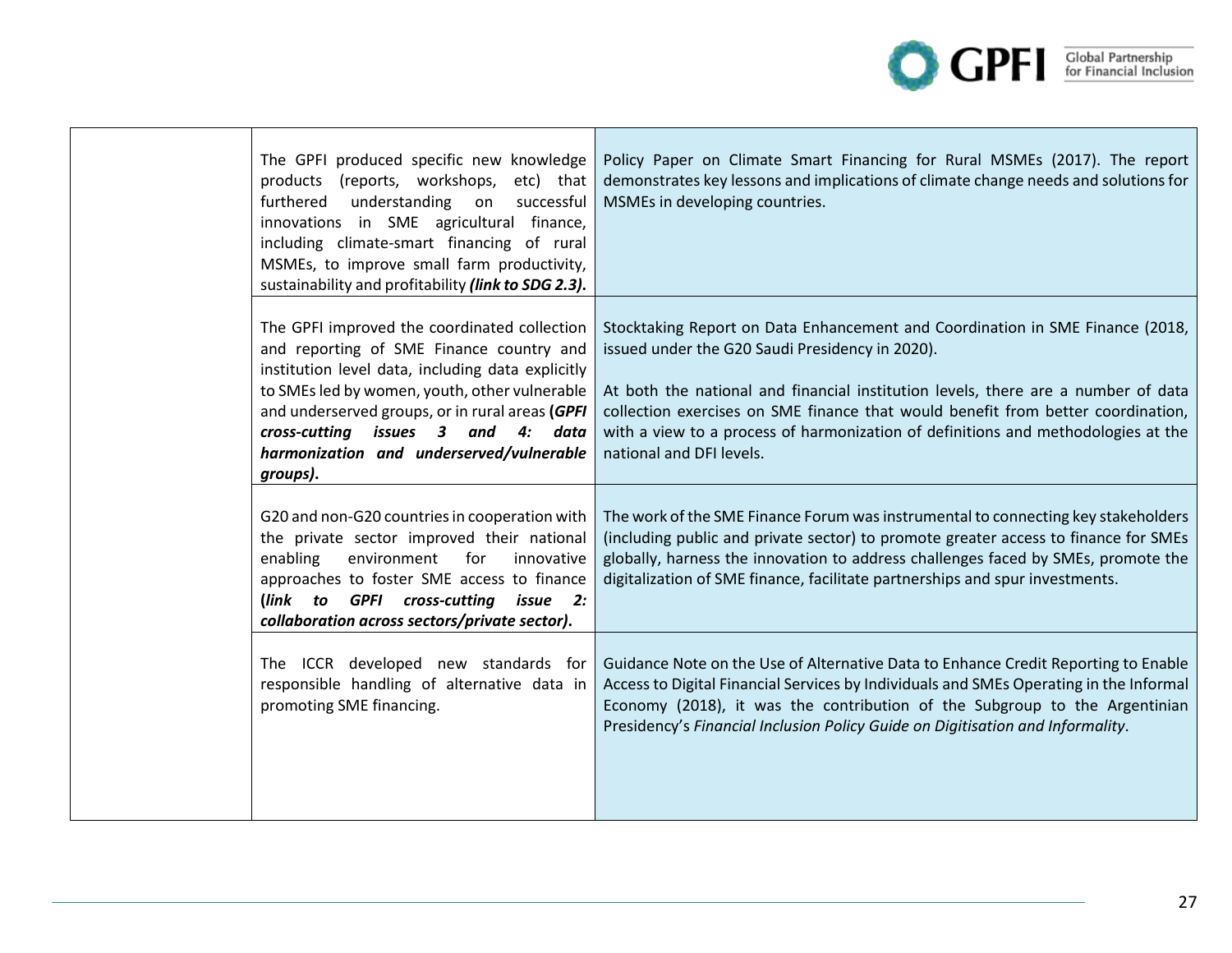| | | |
|---|---|---|
| | The GPFI produced specific new knowledge products (reports, workshops, etc) that furthered understanding on successful innovations in SME agricultural finance, including climate-smart financing of rural MSMEs, to improve small farm productivity, sustainability and profitability ***(link to SDG 2.3)***. | Policy Paper on Climate Smart Financing for Rural MSMEs (2017). The report demonstrates key lessons and implications of climate change needs and solutions for MSMEs in developing countries. |
| | The GPFI improved the coordinated collection and reporting of SME Finance country and institution level data, including data explicitly to SMEs led by women, youth, other vulnerable and underserved groups, or in rural areas **(*GPFI cross-cutting issues 3 and 4: data harmonization and underserved/vulnerable groups*)**. | Stocktaking Report on Data Enhancement and Coordination in SME Finance (2018, issued under the G20 Saudi Presidency in 2020).<br><br>At both the national and financial institution levels, there are a number of data collection exercises on SME finance that would benefit from better coordination, with a view to a process of harmonization of definitions and methodologies at the national and DFI levels. |
| | G20 and non-G20 countries in cooperation with the private sector improved their national enabling environment for innovative approaches to foster SME access to finance **(*link to GPFI cross-cutting issue 2: collaboration across sectors/private sector*)**. | The work of the SME Finance Forum was instrumental to connecting key stakeholders (including public and private sector) to promote greater access to finance for SMEs globally, harness the innovation to address challenges faced by SMEs, promote the digitalization of SME finance, facilitate partnerships and spur investments. |
| | The ICCR developed new standards for responsible handling of alternative data in promoting SME financing. | Guidance Note on the Use of Alternative Data to Enhance Credit Reporting to Enable Access to Digital Financial Services by Individuals and SMEs Operating in the Informal Economy (2018), it was the contribution of the Subgroup to the Argentinian Presidency's *Financial Inclusion Policy Guide on Digitisation and Informality*. |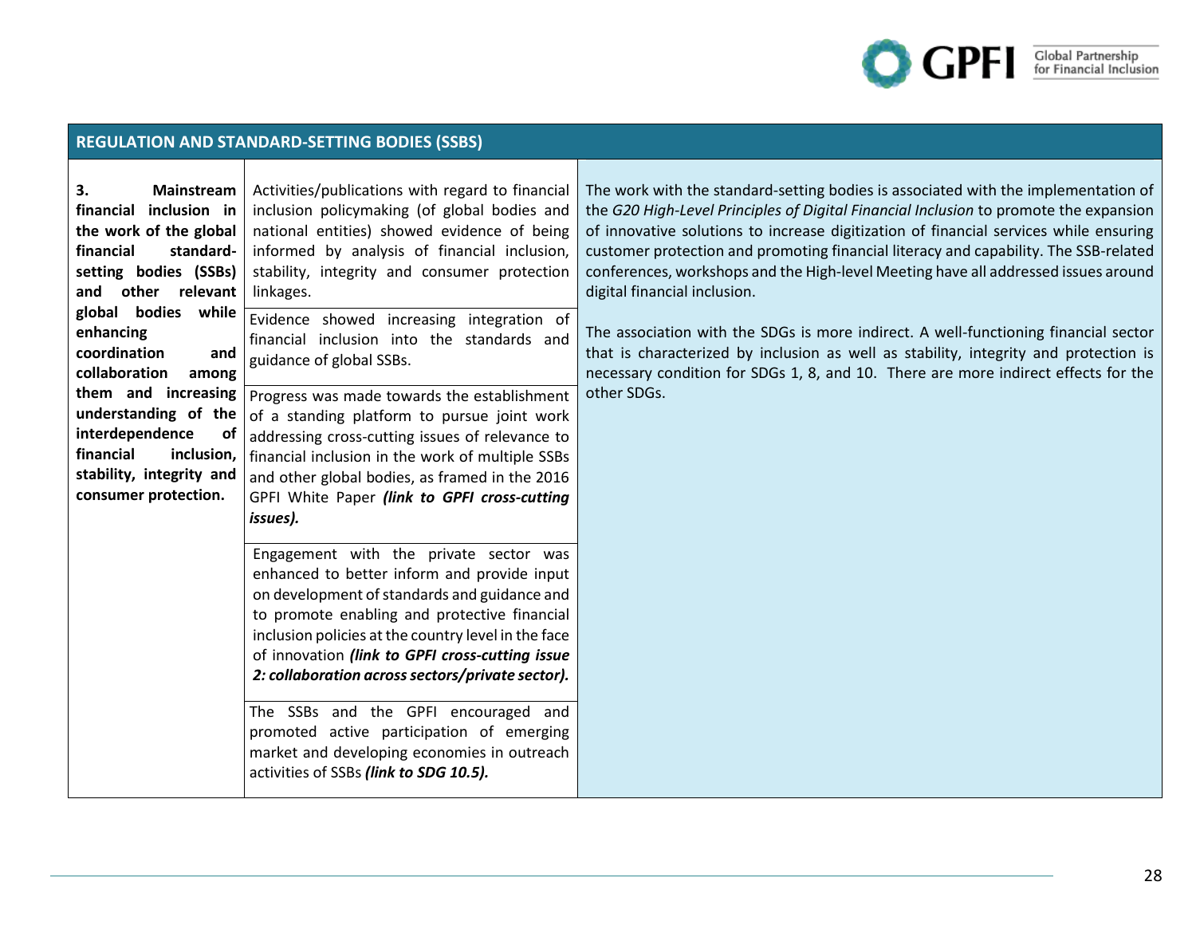| REGULATION AND STANDARD-SETTING BODIES (SSBS) | | |
|---|---|---|
| **3. Mainstream financial inclusion in the work of the global financial standard-setting bodies (SSBs) and other relevant global bodies while enhancing coordination and collaboration among them and increasing understanding of the interdependence of financial inclusion, stability, integrity and consumer protection.** | Activities/publications with regard to financial inclusion policymaking (of global bodies and national entities) showed evidence of being informed by analysis of financial inclusion, stability, integrity and consumer protection linkages. | The work with the standard-setting bodies is associated with the implementation of the *G20 High-Level Principles of Digital Financial Inclusion* to promote the expansion of innovative solutions to increase digitization of financial services while ensuring customer protection and promoting financial literacy and capability. The SSB-related conferences, workshops and the High-level Meeting have all addressed issues around digital financial inclusion.<br><br>The association with the SDGs is more indirect. A well-functioning financial sector that is characterized by inclusion as well as stability, integrity and protection is necessary condition for SDGs 1, 8, and 10. There are more indirect effects for the other SDGs. |
| | Evidence showed increasing integration of financial inclusion into the standards and guidance of global SSBs. | |
| | Progress was made towards the establishment of a standing platform to pursue joint work addressing cross-cutting issues of relevance to financial inclusion in the work of multiple SSBs and other global bodies, as framed in the 2016 GPFI White Paper ***(link to GPFI cross-cutting issues).*** | |
| | Engagement with the private sector was enhanced to better inform and provide input on development of standards and guidance and to promote enabling and protective financial inclusion policies at the country level in the face of innovation ***(link to GPFI cross-cutting issue 2: collaboration across sectors/private sector).*** | |
| | The SSBs and the GPFI encouraged and promoted active participation of emerging market and developing economies in outreach activities of SSBs ***(link to SDG 10.5).*** | |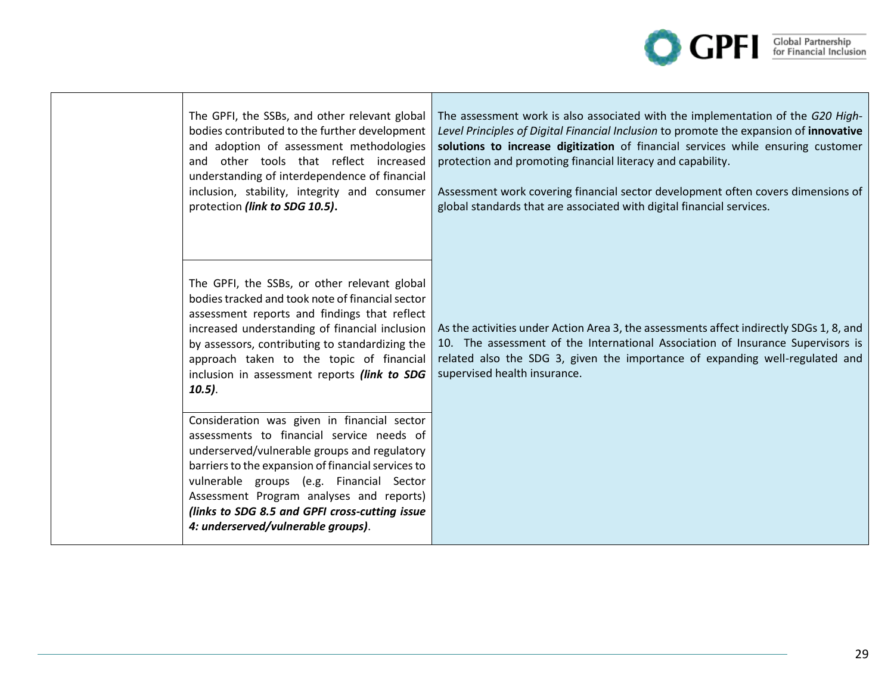| | | |
|---|---|---|
| | The GPFI, the SSBs, and other relevant global bodies contributed to the further development and adoption of assessment methodologies and other tools that reflect increased understanding of interdependence of financial inclusion, stability, integrity and consumer protection ***(link to SDG 10.5)*****.** | The assessment work is also associated with the implementation of the *G20 High-Level Principles of Digital Financial Inclusion* to promote the expansion of **innovative solutions to increase digitization** of financial services while ensuring customer protection and promoting financial literacy and capability.<br><br>Assessment work covering financial sector development often covers dimensions of global standards that are associated with digital financial services. |
| | The GPFI, the SSBs, or other relevant global bodies tracked and took note of financial sector assessment reports and findings that reflect increased understanding of financial inclusion by assessors, contributing to standardizing the approach taken to the topic of financial inclusion in assessment reports ***(link to SDG 10.5)***. | As the activities under Action Area 3, the assessments affect indirectly SDGs 1, 8, and 10. The assessment of the International Association of Insurance Supervisors is related also the SDG 3, given the importance of expanding well-regulated and supervised health insurance. |
| | Consideration was given in financial sector assessments to financial service needs of underserved/vulnerable groups and regulatory barriers to the expansion of financial services to vulnerable groups (e.g. Financial Sector Assessment Program analyses and reports) ***(links to SDG 8.5 and GPFI cross-cutting issue 4: underserved/vulnerable groups)***. | |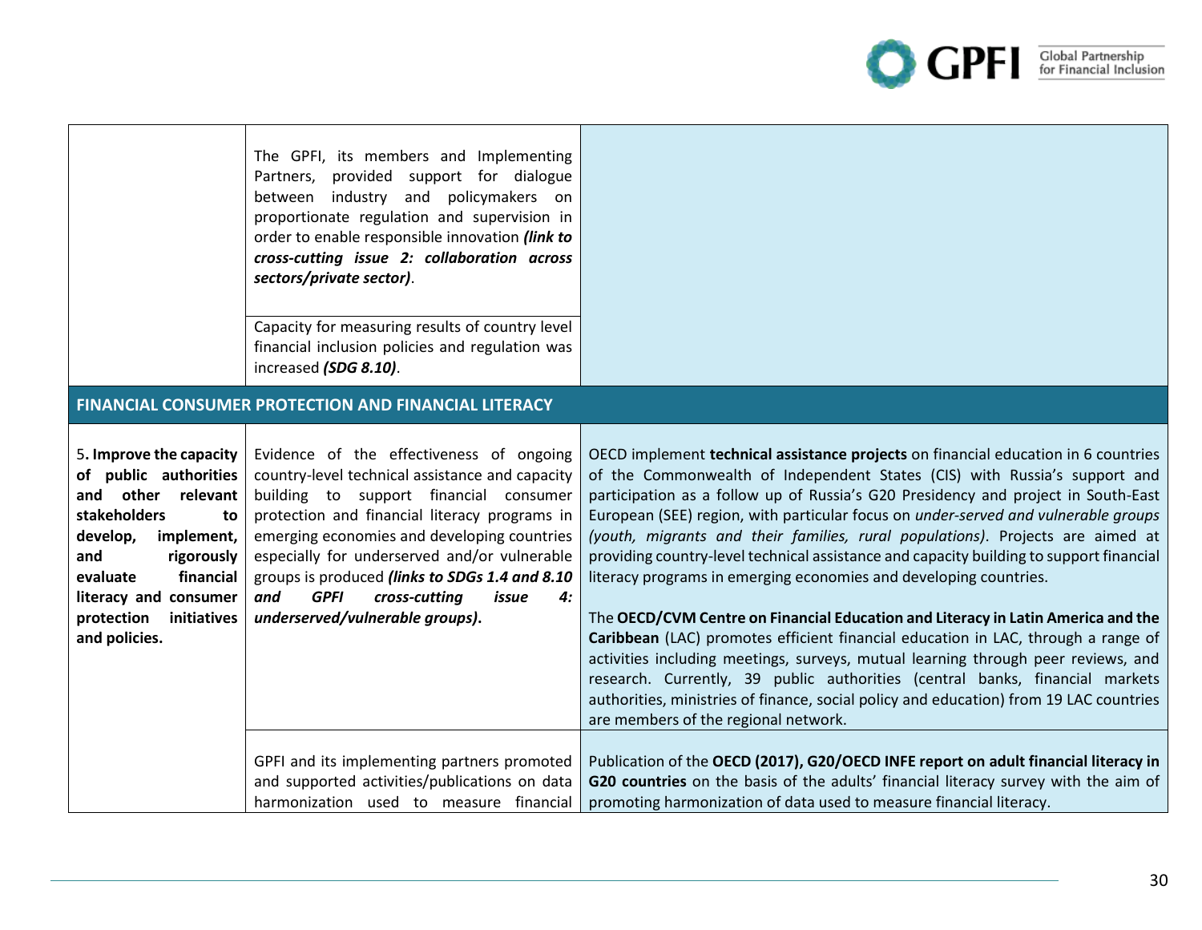| | | |
|---|---|---|
| | The GPFI, its members and Implementing Partners, provided support for dialogue between industry and policymakers on proportionate regulation and supervision in order to enable responsible innovation ***(link to cross-cutting issue 2: collaboration across sectors/private sector)***. | |
| | Capacity for measuring results of country level financial inclusion policies and regulation was increased ***(SDG 8.10)***. | |
| **FINANCIAL CONSUMER PROTECTION AND FINANCIAL LITERACY** | | |
| 5**. Improve the capacity of public authorities and other relevant stakeholders to develop, implement, and rigorously evaluate financial literacy and consumer protection initiatives and policies.** | Evidence of the effectiveness of ongoing country-level technical assistance and capacity building to support financial consumer protection and financial literacy programs in emerging economies and developing countries especially for underserved and/or vulnerable groups is produced ***(links to SDGs 1.4 and 8.10 and GPFI cross-cutting issue 4: underserved/vulnerable groups)***. | OECD implement **technical assistance projects** on financial education in 6 countries of the Commonwealth of Independent States (CIS) with Russia's support and participation as a follow up of Russia's G20 Presidency and project in South-East European (SEE) region, with particular focus on *under-served and vulnerable groups (youth, migrants and their families, rural populations)*. Projects are aimed at providing country-level technical assistance and capacity building to support financial literacy programs in emerging economies and developing countries.<br><br>The **OECD/CVM Centre on Financial Education and Literacy in Latin America and the Caribbean** (LAC) promotes efficient financial education in LAC, through a range of activities including meetings, surveys, mutual learning through peer reviews, and research. Currently, 39 public authorities (central banks, financial markets authorities, ministries of finance, social policy and education) from 19 LAC countries are members of the regional network. |
| | GPFI and its implementing partners promoted and supported activities/publications on data harmonization used to measure financial | Publication of the **OECD (2017), G20/OECD INFE report on adult financial literacy in G20 countries** on the basis of the adults' financial literacy survey with the aim of promoting harmonization of data used to measure financial literacy. |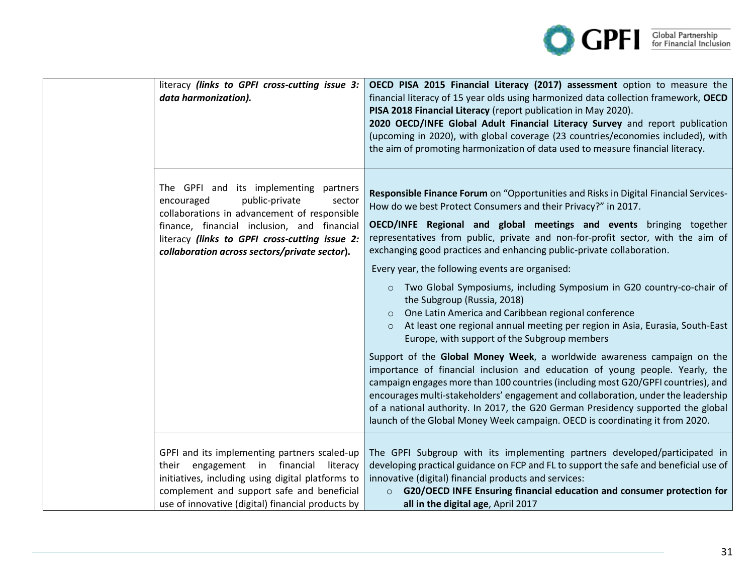|  |  |  |
|---|---|---|
|  | literacy ***(links to GPFI cross-cutting issue 3: data harmonization).*** | **OECD PISA 2015 Financial Literacy (2017) assessment** option to measure the financial literacy of 15 year olds using harmonized data collection framework, **OECD PISA 2018 Financial Literacy** (report publication in May 2020).<br>**2020 OECD/INFE Global Adult Financial Literacy Survey** and report publication (upcoming in 2020), with global coverage (23 countries/economies included), with the aim of promoting harmonization of data used to measure financial literacy. |
|  | The GPFI and its implementing partners encouraged public-private sector collaborations in advancement of responsible finance, financial inclusion, and financial literacy ***(links to GPFI cross-cutting issue 2: collaboration across sectors/private sector*****).** | **Responsible Finance Forum** on "Opportunities and Risks in Digital Financial Services- How do we best Protect Consumers and their Privacy?" in 2017.<br>**OECD/INFE Regional and global meetings and events** bringing together representatives from public, private and non-for-profit sector, with the aim of exchanging good practices and enhancing public-private collaboration.<br>Every year, the following events are organised:<br>◦ Two Global Symposiums, including Symposium in G20 country-co-chair of the Subgroup (Russia, 2018)<br>◦ One Latin America and Caribbean regional conference<br>◦ At least one regional annual meeting per region in Asia, Eurasia, South-East Europe, with support of the Subgroup members<br>Support of the **Global Money Week**, a worldwide awareness campaign on the importance of financial inclusion and education of young people. Yearly, the campaign engages more than 100 countries (including most G20/GPFI countries), and encourages multi-stakeholders' engagement and collaboration, under the leadership of a national authority. In 2017, the G20 German Presidency supported the global launch of the Global Money Week campaign. OECD is coordinating it from 2020. |
|  | GPFI and its implementing partners scaled-up their engagement in financial literacy initiatives, including using digital platforms to complement and support safe and beneficial use of innovative (digital) financial products by | The GPFI Subgroup with its implementing partners developed/participated in developing practical guidance on FCP and FL to support the safe and beneficial use of innovative (digital) financial products and services:<br>◦ **G20/OECD INFE Ensuring financial education and consumer protection for all in the digital age**, April 2017 |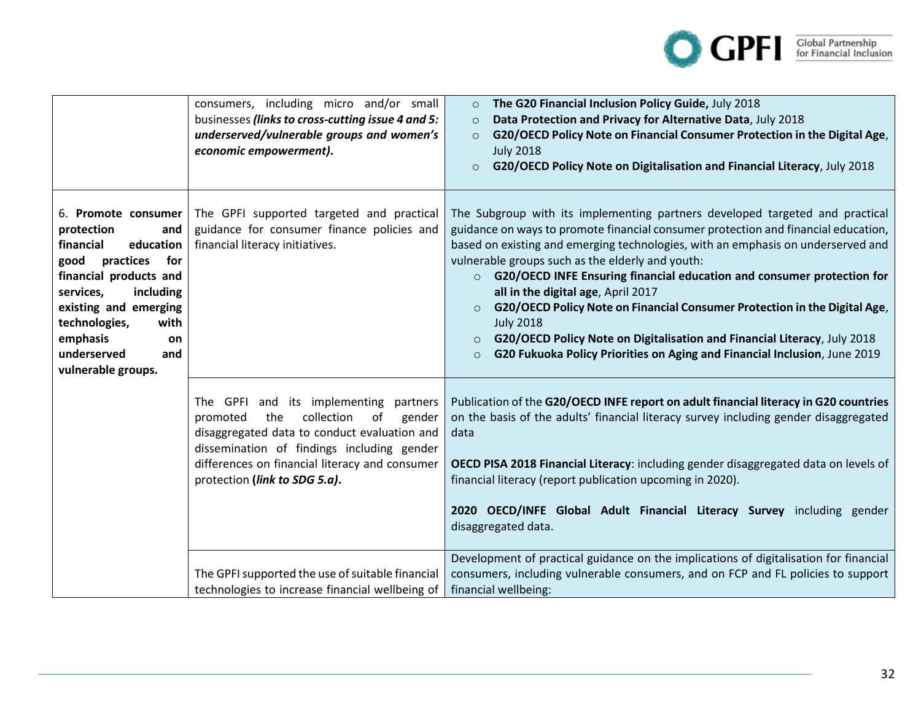| | | |
|---|---|---|
| | consumers, including micro and/or small businesses ***(links to cross-cutting issue 4 and 5: underserved/vulnerable groups and women's economic empowerment)***. | ○ **The G20 Financial Inclusion Policy Guide,** July 2018<br>○ **Data Protection and Privacy for Alternative Data**, July 2018<br>○ **G20/OECD Policy Note on Financial Consumer Protection in the Digital Age**, July 2018<br>○ **G20/OECD Policy Note on Digitalisation and Financial Literacy**, July 2018 |
| 6. **Promote consumer protection and financial education good practices for financial products and services, including existing and emerging technologies, with emphasis on underserved and vulnerable groups.** | The GPFI supported targeted and practical guidance for consumer finance policies and financial literacy initiatives. | The Subgroup with its implementing partners developed targeted and practical guidance on ways to promote financial consumer protection and financial education, based on existing and emerging technologies, with an emphasis on underserved and vulnerable groups such as the elderly and youth:<br>○ **G20/OECD INFE Ensuring financial education and consumer protection for all in the digital age**, April 2017<br>○ **G20/OECD Policy Note on Financial Consumer Protection in the Digital Age**, July 2018<br>○ **G20/OECD Policy Note on Digitalisation and Financial Literacy**, July 2018<br>○ **G20 Fukuoka Policy Priorities on Aging and Financial Inclusion**, June 2019 |
| | The GPFI and its implementing partners promoted the collection of gender disaggregated data to conduct evaluation and dissemination of findings including gender differences on financial literacy and consumer protection **(*link to SDG 5.a)***. | Publication of the **G20/OECD INFE report on adult financial literacy in G20 countries** on the basis of the adults' financial literacy survey including gender disaggregated data<br><br>**OECD PISA 2018 Financial Literacy**: including gender disaggregated data on levels of financial literacy (report publication upcoming in 2020).<br><br>**2020 OECD/INFE Global Adult Financial Literacy Survey** including gender disaggregated data. |
| | The GPFI supported the use of suitable financial technologies to increase financial wellbeing of | Development of practical guidance on the implications of digitalisation for financial consumers, including vulnerable consumers, and on FCP and FL policies to support financial wellbeing: |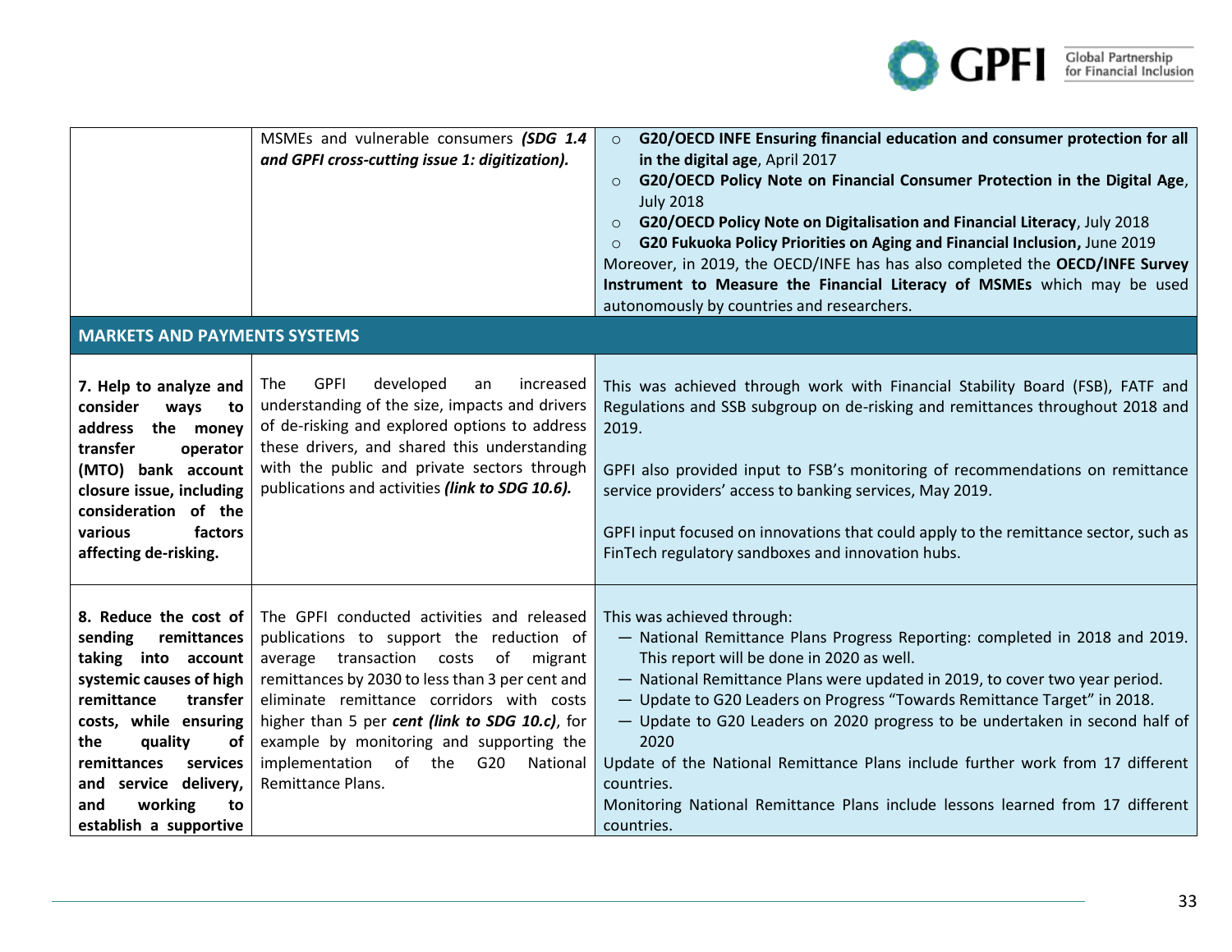| | | |
|---|---|---|
| | MSMEs and vulnerable consumers ***(SDG 1.4 and GPFI cross-cutting issue 1: digitization).*** | ○ **G20/OECD INFE Ensuring financial education and consumer protection for all in the digital age**, April 2017<br>○ **G20/OECD Policy Note on Financial Consumer Protection in the Digital Age**, July 2018<br>○ **G20/OECD Policy Note on Digitalisation and Financial Literacy**, July 2018<br>○ **G20 Fukuoka Policy Priorities on Aging and Financial Inclusion,** June 2019<br>Moreover, in 2019, the OECD/INFE has has also completed the **OECD/INFE Survey Instrument to Measure the Financial Literacy of MSMEs** which may be used autonomously by countries and researchers. |
| **MARKETS AND PAYMENTS SYSTEMS** | | |
| **7. Help to analyze and consider ways to address the money transfer operator (MTO) bank account closure issue, including consideration of the various factors affecting de-risking.** | The GPFI developed an increased understanding of the size, impacts and drivers of de-risking and explored options to address these drivers, and shared this understanding with the public and private sectors through publications and activities ***(link to SDG 10.6).*** | This was achieved through work with Financial Stability Board (FSB), FATF and Regulations and SSB subgroup on de-risking and remittances throughout 2018 and 2019.<br><br>GPFI also provided input to FSB's monitoring of recommendations on remittance service providers' access to banking services, May 2019.<br><br>GPFI input focused on innovations that could apply to the remittance sector, such as FinTech regulatory sandboxes and innovation hubs. |
| **8. Reduce the cost of sending remittances taking into account systemic causes of high remittance transfer costs, while ensuring the quality of remittances services and service delivery, and working to establish a supportive** | The GPFI conducted activities and released publications to support the reduction of average transaction costs of migrant remittances by 2030 to less than 3 per cent and eliminate remittance corridors with costs higher than 5 per ***cent (link to SDG 10.c)***, for example by monitoring and supporting the implementation of the G20 National Remittance Plans. | This was achieved through:<br>— National Remittance Plans Progress Reporting: completed in 2018 and 2019. This report will be done in 2020 as well.<br>— National Remittance Plans were updated in 2019, to cover two year period.<br>— Update to G20 Leaders on Progress "Towards Remittance Target" in 2018.<br>— Update to G20 Leaders on 2020 progress to be undertaken in second half of 2020<br>Update of the National Remittance Plans include further work from 17 different countries.<br>Monitoring National Remittance Plans include lessons learned from 17 different countries. |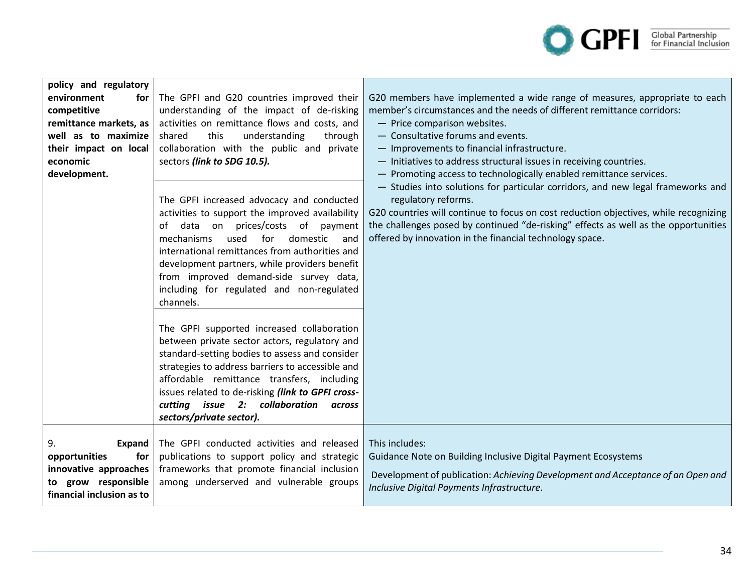| | | |
|---|---|---|
| **policy and regulatory environment for competitive remittance markets, as well as to maximize their impact on local economic development.** | The GPFI and G20 countries improved their understanding of the impact of de-risking activities on remittance flows and costs, and shared this understanding through collaboration with the public and private sectors ***(link to SDG 10.5).*** | G20 members have implemented a wide range of measures, appropriate to each member's circumstances and the needs of different remittance corridors:<br>— Price comparison websites.<br>— Consultative forums and events.<br>— Improvements to financial infrastructure.<br>— Initiatives to address structural issues in receiving countries.<br>— Promoting access to technologically enabled remittance services.<br>— Studies into solutions for particular corridors, and new legal frameworks and regulatory reforms.<br>G20 countries will continue to focus on cost reduction objectives, while recognizing the challenges posed by continued "de-risking" effects as well as the opportunities offered by innovation in the financial technology space. |
| | The GPFI increased advocacy and conducted activities to support the improved availability of data on prices/costs of payment mechanisms used for domestic and international remittances from authorities and development partners, while providers benefit from improved demand-side survey data, including for regulated and non-regulated channels. | |
| | The GPFI supported increased collaboration between private sector actors, regulatory and standard-setting bodies to assess and consider strategies to address barriers to accessible and affordable remittance transfers, including issues related to de-risking ***(link to GPFI cross-cutting issue 2: collaboration across sectors/private sector).*** | |
| 9. **Expand opportunities for innovative approaches to grow responsible financial inclusion as to** | The GPFI conducted activities and released publications to support policy and strategic frameworks that promote financial inclusion among underserved and vulnerable groups | This includes:<br>Guidance Note on Building Inclusive Digital Payment Ecosystems<br>Development of publication: *Achieving Development and Acceptance of an Open and Inclusive Digital Payments Infrastructure*. |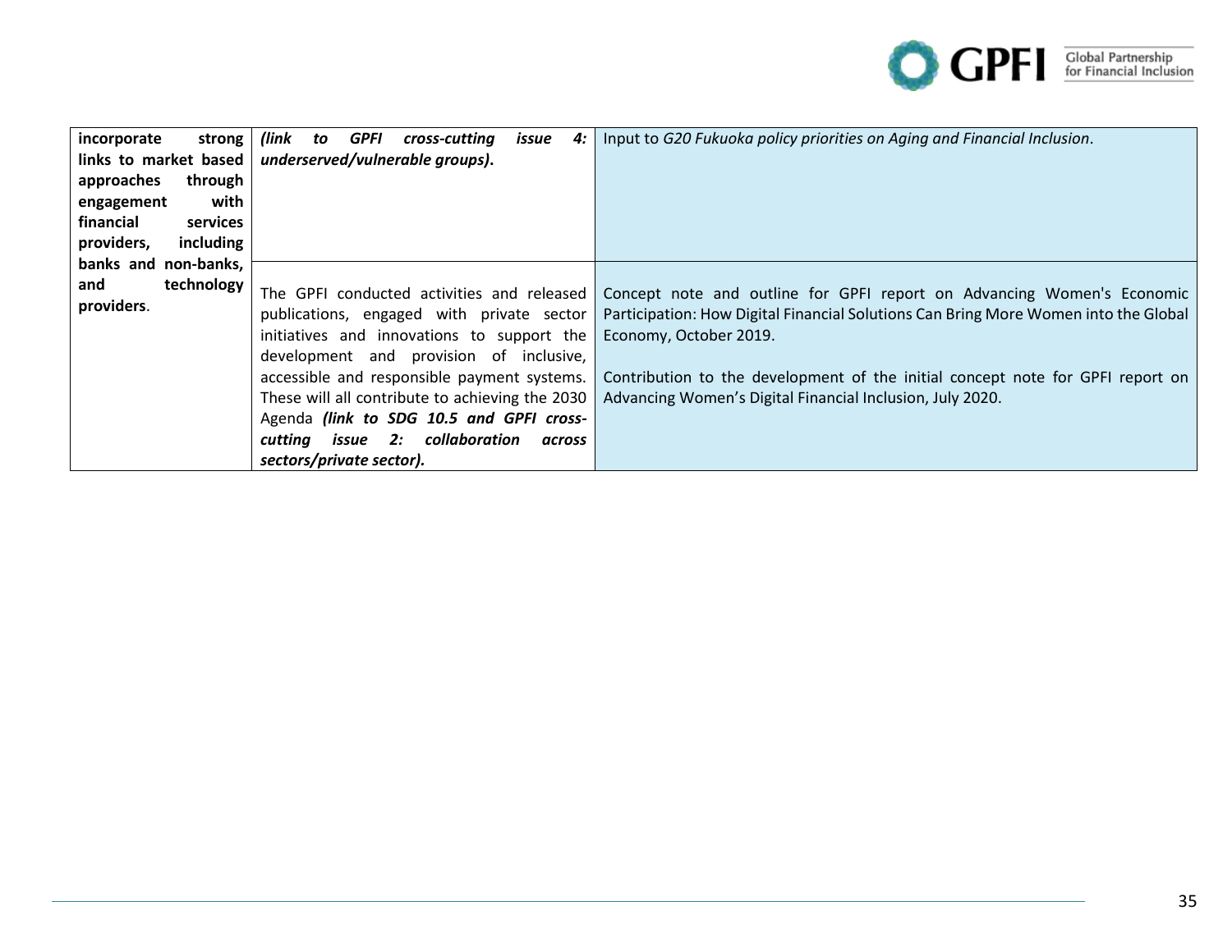| | | |
|---|---|---|
| **incorporate strong links to market based approaches through engagement with financial services providers, including banks and non-banks, and technology providers**. | ***(link to GPFI cross-cutting issue 4: underserved/vulnerable groups)***. | Input to *G20 Fukuoka policy priorities on Aging and Financial Inclusion*. |
| | The GPFI conducted activities and released publications, engaged with private sector initiatives and innovations to support the development and provision of inclusive, accessible and responsible payment systems. These will all contribute to achieving the 2030 Agenda ***(link to SDG 10.5 and GPFI cross-cutting issue 2: collaboration across sectors/private sector)***. | Concept note and outline for GPFI report on Advancing Women's Economic Participation: How Digital Financial Solutions Can Bring More Women into the Global Economy, October 2019.<br><br>Contribution to the development of the initial concept note for GPFI report on Advancing Women's Digital Financial Inclusion, July 2020. |